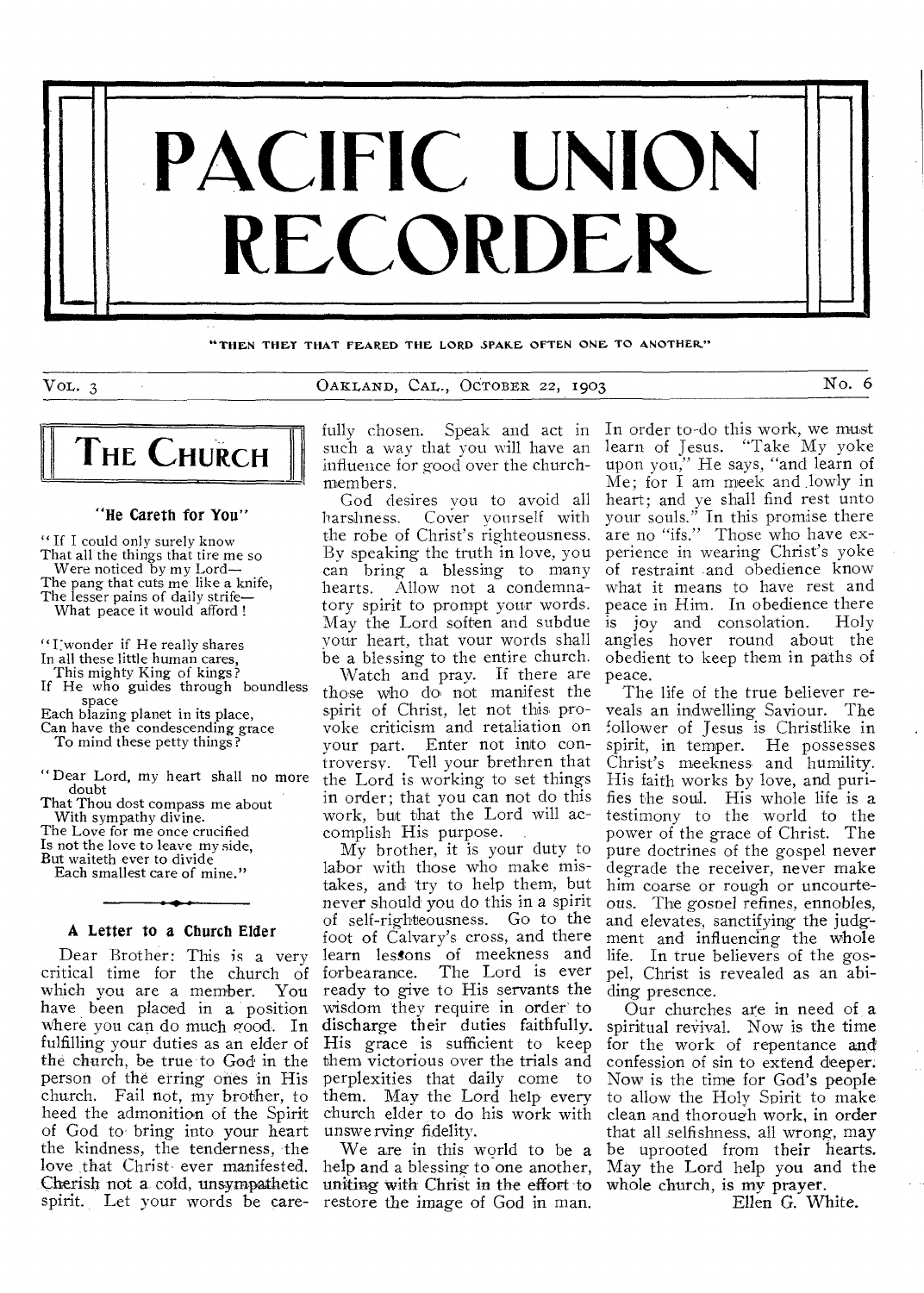# PACIFIC UNION RECORDER

"THEN THEY THAT FEARED THE LORD SPAKE OFTEN ONE TO ANOTHER"

VOL. 3 — OAKLAND, CAL., OCTOBER 22, 1903 — No. 6

## THE CHURCH

### "He Careth for You"

"If I could only surely know
That all the things that tire me so
Were noticed by my Lord—
The pang that cuts me like a knife,
The lesser pains of daily strife—
What peace it would afford!

"I wonder if He really shares
In all these little human cares,
This mighty King of kings?
If He who guides through boundless space
Each blazing planet in its place,
Can have the condescending grace
To mind these petty things?

"Dear Lord, my heart shall no more doubt
That Thou dost compass me about
With sympathy divine.
The Love for me once crucified
Is not the love to leave my side,
But waiteth ever to divide
Each smallest care of mine."

### A Letter to a Church Elder

Dear Brother: This is a very critical time for the church of which you are a member. You have been placed in a position where you can do much good. In fulfilling your duties as an elder of the church, be true to God in the person of the erring ones in His church. Fail not, my brother, to heed the admonition of the Spirit of God to bring into your heart the kindness, the tenderness, the love that Christ ever manifested. Cherish not a cold, unsympathetic spirit. Let your words be carefully chosen. Speak and act in such a way that you will have an influence for good over the church-members.

God desires you to avoid all harshness. Cover yourself with the robe of Christ's righteousness. By speaking the truth in love, you can bring a blessing to many hearts. Allow not a condemnatory spirit to prompt your words. May the Lord soften and subdue your heart, that your words shall be a blessing to the entire church.

Watch and pray. If there are those who do not manifest the spirit of Christ, let not this provoke criticism and retaliation on your part. Enter not into controversy. Tell your brethren that the Lord is working to set things in order; that you can not do this work, but that the Lord will accomplish His purpose.

My brother, it is your duty to labor with those who make mistakes, and try to help them, but never should you do this in a spirit of self-righteousness. Go to the foot of Calvary's cross, and there learn lessons of meekness and forbearance. The Lord is ever ready to give to His servants the wisdom they require in order to discharge their duties faithfully. His grace is sufficient to keep them victorious over the trials and perplexities that daily come to them. May the Lord help every church elder to do his work with unswerving fidelity.

We are in this world to be a help and a blessing to one another, uniting with Christ in the effort to restore the image of God in man. In order to do this work, we must learn of Jesus. "Take My yoke upon you," He says, "and learn of Me; for I am meek and lowly in heart; and ye shall find rest unto your souls." In this promise there are no "ifs." Those who have experience in wearing Christ's yoke of restraint and obedience know what it means to have rest and peace in Him. In obedience there is joy and consolation. Holy angels hover round about the obedient to keep them in paths of peace.

The life of the true believer reveals an indwelling Saviour. The follower of Jesus is Christlike in spirit, in temper. He possesses Christ's meekness and humility. His faith works by love, and purifies the soul. His whole life is a testimony to the world to the power of the grace of Christ. The pure doctrines of the gospel never degrade the receiver, never make him coarse or rough or uncourteous. The gospel refines, ennobles, and elevates, sanctifying the judgment and influencing the whole life. In true believers of the gospel, Christ is revealed as an abiding presence.

Our churches are in need of a spiritual revival. Now is the time for the work of repentance and confession of sin to extend deeper. Now is the time for God's people to allow the Holy Spirit to make clean and thorough work, in order that all selfishness, all wrong, may be uprooted from their hearts. May the Lord help you and the whole church, is my prayer.

Ellen G. White.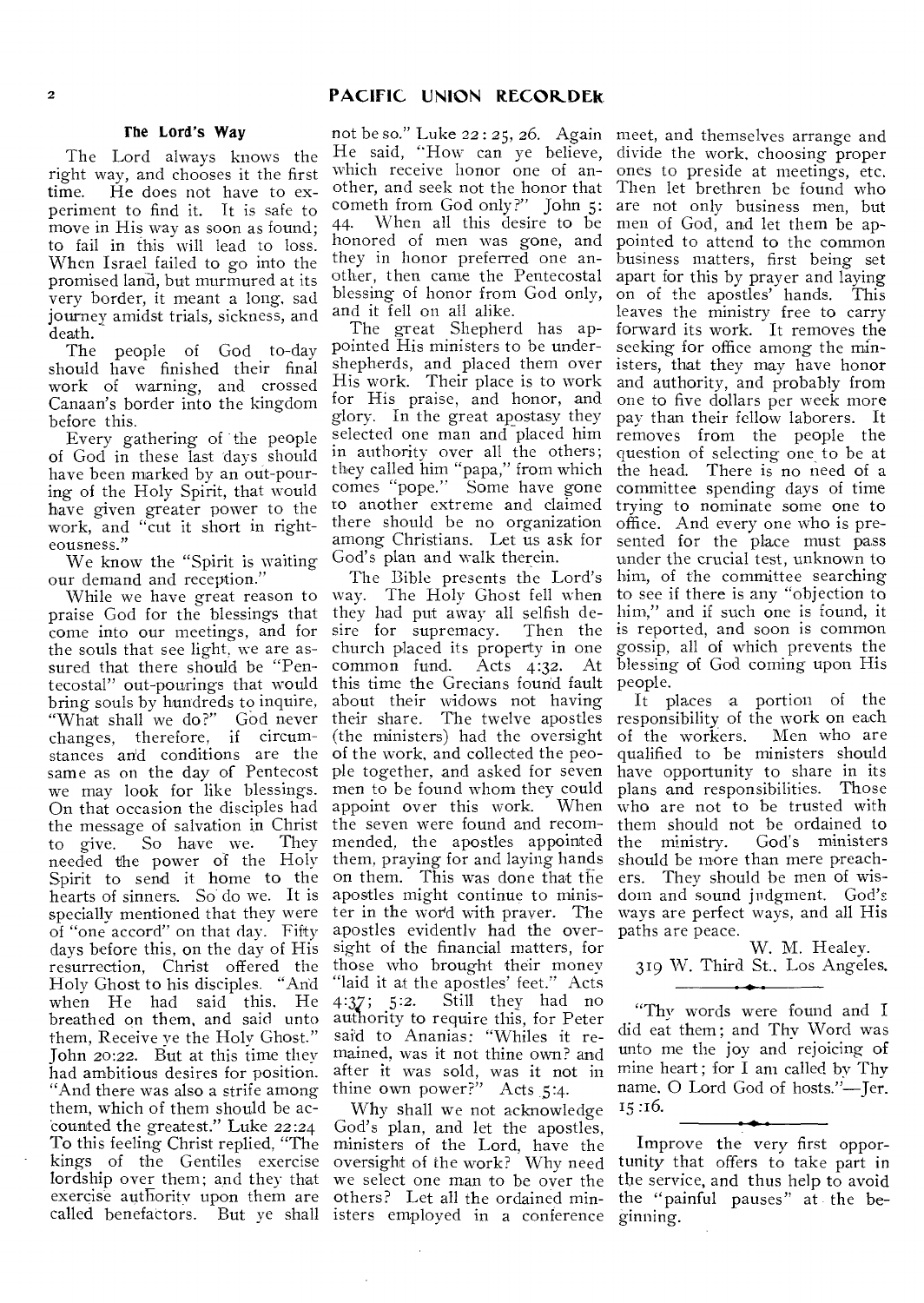## The Lord's Way

The Lord always knows the right way, and chooses it the first time. He does not have to experiment to find it. It is safe to move in His way as soon as found; to fail in this will lead to loss. When Israel failed to go into the promised land, but murmured at its very border, it meant a long, sad journey amidst trials, sickness, and death.

The people of God to-day should have finished their final work of warning, and crossed Canaan's border into the kingdom before this.

Every gathering of the people of God in these last days should have been marked by an out-pouring of the Holy Spirit, that would have given greater power to the work, and "cut it short in righteousness."

We know the "Spirit is waiting our demand and reception."

While we have great reason to praise God for the blessings that come into our meetings, and for the souls that see light, we are assured that there should be "Pentecostal" out-pourings that would bring souls by hundreds to inquire, "What shall we do?" God never changes, therefore, if circumstances and conditions are the same as on the day of Pentecost we may look for like blessings. On that occasion the disciples had the message of salvation in Christ to give. So have we. They needed the power of the Holy Spirit to send it home to the hearts of sinners. So do we. It is specially mentioned that they were of "one accord" on that day. Fifty days before this, on the day of His resurrection, Christ offered the Holy Ghost to his disciples. "And when He had said this, He breathed on them, and said unto them, Receive ye the Holy Ghost." John 20:22. But at this time they had ambitious desires for position. "And there was also a strife among them, which of them should be accounted the greatest." Luke 22:24. To this feeling Christ replied, "The kings of the Gentiles exercise lordship over them; and they that exercise authority upon them are called benefactors. But ye shall not be so." Luke 22:25, 26. Again He said, "How can ye believe, which receive honor one of another, and seek not the honor that cometh from God only?" John 5:44. When all this desire to be honored of men was gone, and they in honor preferred one another, then came the Pentecostal blessing of honor from God only, and it fell on all alike.

The great Shepherd has appointed His ministers to be under-shepherds, and placed them over His work. Their place is to work for His praise, and honor, and glory. In the great apostasy they selected one man and placed him in authority over all the others; they called him "papa," from which comes "pope." Some have gone to another extreme and claimed there should be no organization among Christians. Let us ask for God's plan and walk therein.

The Bible presents the Lord's way. The Holy Ghost fell when they had put away all selfish desire for supremacy. Then the church placed its property in one common fund. Acts 4:32. At this time the Grecians found fault about their widows not having their share. The twelve apostles (the ministers) had the oversight of the work, and collected the people together, and asked for seven men to be found whom they could appoint over this work. When the seven were found and recommended, the apostles appointed them, praying for and laying hands on them. This was done that the apostles might continue to minister in the word with prayer. The apostles evidently had the oversight of the financial matters, for those who brought their money "laid it at the apostles' feet." Acts 4:37; 5:2. Still they had no authority to require this, for Peter said to Ananias: "Whiles it remained, was it not thine own? and after it was sold, was it not in thine own power?" Acts 5:4.

Why shall we not acknowledge God's plan, and let the apostles, ministers of the Lord, have the oversight of the work? Why need we select one man to be over the others? Let all the ordained ministers employed in a conference meet, and themselves arrange and divide the work, choosing proper ones to preside at meetings, etc. Then let brethren be found who are not only business men, but men of God, and let them be appointed to attend to the common business matters, first being set apart for this by prayer and laying on of the apostles' hands. This leaves the ministry free to carry forward its work. It removes the seeking for office among the ministers, that they may have honor and authority, and probably from one to five dollars per week more pay than their fellow laborers. It removes from the people the question of selecting one to be at the head. There is no need of a committee spending days of time trying to nominate some one to office. And every one who is presented for the place must pass under the crucial test, unknown to him, of the committee searching to see if there is any "objection to him," and if such one is found, it is reported, and soon is common gossip, all of which prevents the blessing of God coming upon His people.

It places a portion of the responsibility of the work on each of the workers. Men who are qualified to be ministers should have opportunity to share in its plans and responsibilities. Those who are not to be trusted with them should not be ordained to the ministry. God's ministers should be more than mere preachers. They should be men of wisdom and sound judgment. God's ways are perfect ways, and all His paths are peace.

W. M. Healey.
319 W. Third St., Los Angeles.

---

"Thy words were found and I did eat them; and Thy Word was unto me the joy and rejoicing of mine heart; for I am called by Thy name, O Lord God of hosts."—Jer. 15:16.

---

Improve the very first opportunity that offers to take part in the service, and thus help to avoid the "painful pauses" at the beginning.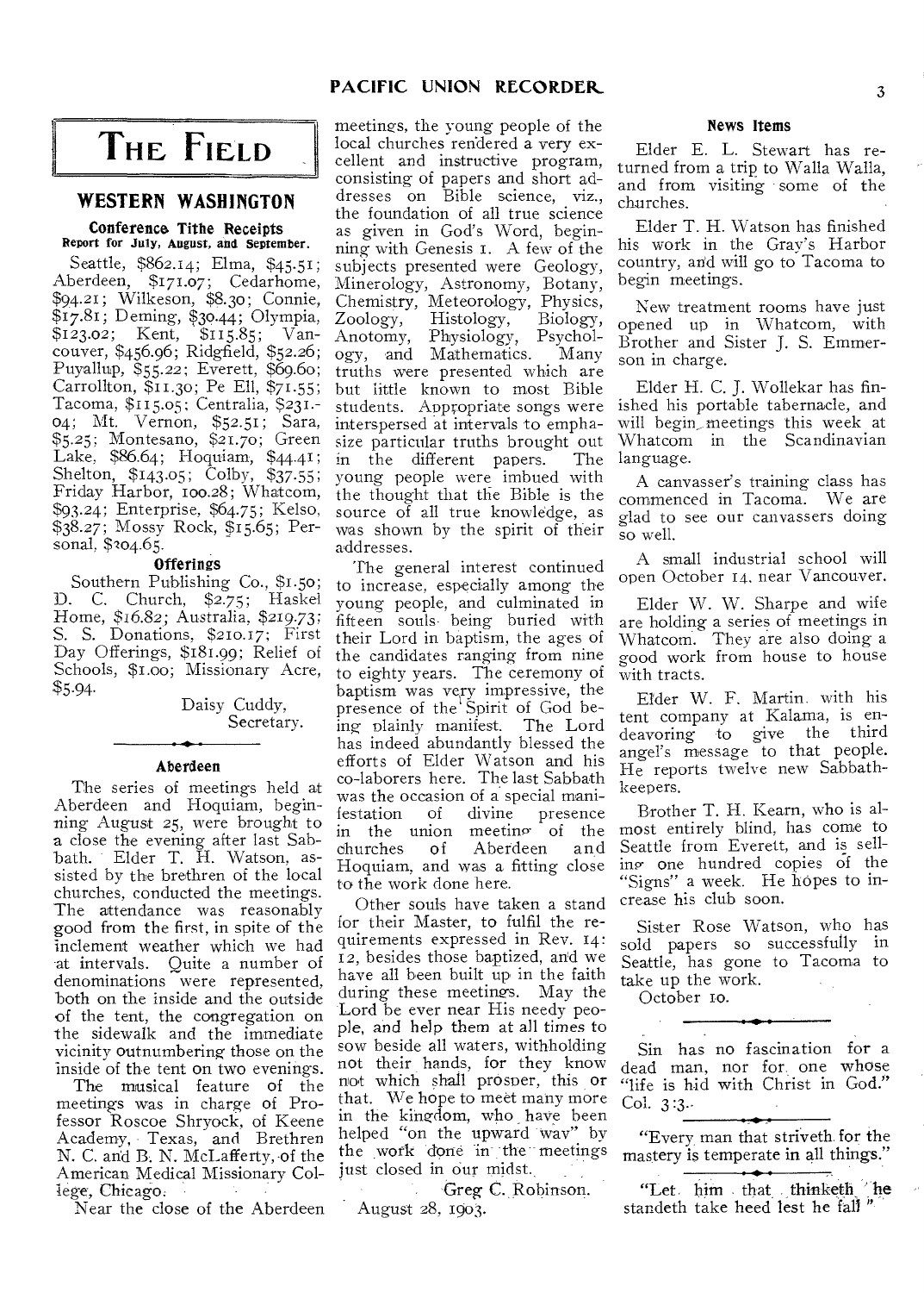# THE FIELD

## WESTERN WASHINGTON

### Conference Tithe Receipts

**Report for July, August, and September.**

Seattle, $862.14; Elma, $45.51; Aberdeen, $171.07; Cedarhome, $94.21; Wilkeson, $8.30; Connie, $17.81; Deming, $30.44; Olympia, $123.02; Kent, $115.85; Vancouver, $456.96; Ridgfield, $52.26; Puyallup, $55.22; Everett, $69.60; Carrollton, $11.30; Pe Ell, $71.55; Tacoma, $115.05; Centralia, $231.04; Mt. Vernon, $52.51; Sara, $5.25; Montesano, $21.70; Green Lake, $86.64; Hoquiam, $44.41; Shelton, $143.05; Colby, $37.55; Friday Harbor, 100.28; Whatcom, $93.24; Enterprise, $64.75; Kelso, $38.27; Mossy Rock, $15.65; Personal, $204.65.

### Offerings

Southern Publishing Co., $1.50; D. C. Church, $2.75; Haskel Home, $16.82; Australia, $219.73; S. S. Donations, $210.17; First Day Offerings, $181.99; Relief of Schools, $1.00; Missionary Acre, $5.94.

Daisy Cuddy,
Secretary.

### Aberdeen

The series of meetings held at Aberdeen and Hoquiam, beginning August 25, were brought to a close the evening after last Sabbath. Elder T. H. Watson, assisted by the brethren of the local churches, conducted the meetings. The attendance was reasonably good from the first, in spite of the inclement weather which we had at intervals. Quite a number of denominations were represented, both on the inside and the outside of the tent, the congregation on the sidewalk and the immediate vicinity outnumbering those on the inside of the tent on two evenings.

The musical feature of the meetings was in charge of Professor Roscoe Shryock, of Keene Academy, Texas, and Brethren N. C. and B. N. McLafferty, of the American Medical Missionary College, Chicago.

Near the close of the Aberdeen meetings, the young people of the local churches rendered a very excellent and instructive program, consisting of papers and short addresses on Bible science, viz., the foundation of all true science as given in God's Word, beginning with Genesis 1. A few of the subjects presented were Geology, Minerology, Astronomy, Botany, Chemistry, Meteorology, Physics, Zoology, Histology, Biology, Anotomy, Physiology, Psychology, and Mathematics. Many truths were presented which are but little known to most Bible students. Appropriate songs were interspersed at intervals to emphasize particular truths brought out in the different papers. The young people were imbued with the thought that the Bible is the source of all true knowledge, as was shown by the spirit of their addresses.

The general interest continued to increase, especially among the young people, and culminated in fifteen souls being buried with their Lord in baptism, the ages of the candidates ranging from nine to eighty years. The ceremony of baptism was very impressive, the presence of the Spirit of God being plainly manifest. The Lord has indeed abundantly blessed the efforts of Elder Watson and his co-laborers here. The last Sabbath was the occasion of a special manifestation of divine presence in the union meeting of the churches of Aberdeen and Hoquiam, and was a fitting close to the work done here.

Other souls have taken a stand for their Master, to fulfil the requirements expressed in Rev. 14:12, besides those baptized, and we have all been built up in the faith during these meetings. May the Lord be ever near His needy people, and help them at all times to sow beside all waters, withholding not their hands, for they know not which shall prosper, this or that. We hope to meet many more in the kingdom, who have been helped "on the upward way" by the work done in the meetings just closed in our midst.

Greg C. Robinson.

August 28, 1903.

### News Items

Elder E. L. Stewart has returned from a trip to Walla Walla, and from visiting some of the churches.

Elder T. H. Watson has finished his work in the Gray's Harbor country, and will go to Tacoma to begin meetings.

New treatment rooms have just opened up in Whatcom, with Brother and Sister J. S. Emmerson in charge.

Elder H. C. J. Wollekar has finished his portable tabernacle, and will begin meetings this week at Whatcom in the Scandinavian language.

A canvasser's training class has commenced in Tacoma. We are glad to see our canvassers doing so well.

A small industrial school will open October 14, near Vancouver.

Elder W. W. Sharpe and wife are holding a series of meetings in Whatcom. They are also doing a good work from house to house with tracts.

Elder W. F. Martin, with his tent company at Kalama, is endeavoring to give the third angel's message to that people. He reports twelve new Sabbath-keepers.

Brother T. H. Kearn, who is almost entirely blind, has come to Seattle from Everett, and is selling one hundred copies of the "Signs" a week. He hopes to increase his club soon.

Sister Rose Watson, who has sold papers so successfully in Seattle, has gone to Tacoma to take up the work.

October 10.

---

Sin has no fascination for a dead man, nor for one whose "life is hid with Christ in God." Col. 3:3.

---

"Every man that striveth for the mastery is temperate in all things."

---

"Let him that thinketh he standeth take heed lest he fall."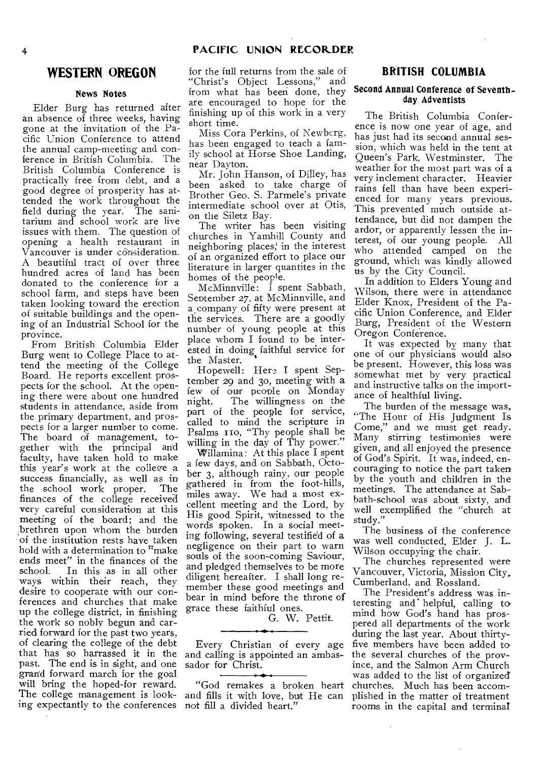## WESTERN OREGON

### News Notes

Elder Burg has returned after an absence of three weeks, having gone at the invitation of the Pacific Union Conference to attend the annual camp-meeting and conference in British Columbia. The British Columbia Conference is practically free from debt, and a good degree of prosperity has attended the work throughout the field during the year. The sanitarium and school work are live issues with them. The question of opening a health restaurant in Vancouver is under consideration. A beautiful tract of over three hundred acres of land has been donated to the conference for a school farm, and steps have been taken looking toward the erection of suitable buildings and the opening of an Industrial School for the province.

From British Columbia Elder Burg went to College Place to attend the meeting of the College Board. He reports excellent prospects for the school. At the opening there were about one hundred students in attendance, aside from the primary department, and prospects for a larger number to come. The board of management, together with the principal and faculty, have taken hold to make this year's work at the college a success financially, as well as in the school work proper. The finances of the college received very careful consideration at this meeting of the board; and the brethren upon whom the burden of the institution rests have taken hold with a determination to "make ends meet" in the finances of the school. In this as in all other ways within their reach, they desire to cooperate with our conferences and churches that make up the college district, in finishing the work so nobly begun and carried forward for the past two years, of clearing the college of the debt that has so harrassed it in the past. The end is in sight, and one grand forward march for the goal will bring the hoped-for reward. The college management is looking expectantly to the conferences for the full returns from the sale of "Christ's Object Lessons," and from what has been done, they are encouraged to hope for the finishing up of this work in a very short time.

Miss Cora Perkins, of Newberg, has been engaged to teach a family school at Horse Shoe Landing, near Dayton.

Mr. John Hanson, of Dilley, has been asked to take charge of Brother Geo. S. Parmele's private intermediate school over at Otis, on the Siletz Bay.

The writer has been visiting churches in Yamhill County and neighboring places, in the interest of an organized effort to place our literature in larger quantites in the homes of the people.

McMinnville: I spent Sabbath, September 27, at McMinnville, and a company of fifty were present at the services. There are a goodly number of young people at this place whom I found to be interested in doing faithful service for the Master.

Hopewell: Here I spent September 29 and 30, meeting with a few of our people on Monday night. The willingness on the part of the people for service, called to mind the scripture in Psalms 110, "Thy people shall be willing in the day of Thy power."

Willamina: At this place I spent a few days, and on Sabbath, October 3, although rainy, our people gathered in from the foot-hills, miles away. We had a most excellent meeting and the Lord, by His good Spirit, witnessed to the words spoken. In a social meeting following, several testified of a negligence on their part to warn souls of the soon-coming Saviour, and pledged themselves to be more diligent hereafter. I shall long remember these good meetings and bear in mind before the throne of grace these faithful ones.

G. W. Pettit.

---

Every Christian of every age and calling is appointed an ambassador for Christ.

---

"God remakes a broken heart and fills it with love, but He can not fill a divided heart."

## BRITISH COLUMBIA

### Second Annual Conference of Seventh-day Adventists

The British Columbia Conference is now one year of age, and has just had its second annual session, which was held in the tent at Queen's Park, Westminster. The weather for the most part was of a very inclement character. Heavier rains fell than have been experienced for many years previous. This prevented much outside attendance, but did not dampen the ardor, or apparently lessen the interest, of our young people. All who attended camped on the ground, which was kindly allowed us by the City Council.

In addition to Elders Young and Wilson, there were in attendance Elder Knox, President of the Pacific Union Conference, and Elder Burg, President of the Western Oregon Conference.

It was expected by many that one of our physicians would also be present. However, this loss was somewhat met by very practical and instructive talks on the importance of healthful living.

The burden of the message was, "The Hour of His Judgment Is Come," and we must get ready. Many stirring testimonies were given, and all enjoyed the presence of God's Spirit. It was, indeed, encouraging to notice the part taken by the youth and children in the meetings. The attendance at Sabbath-school was about sixty, and well exemplified the "church at study."

The business of the conference was well conducted, Elder J. L. Wilson occupying the chair.

The churches represented were Vancouver, Victoria, Mission City, Cumberland, and Rossland.

The President's address was interesting and helpful, calling to mind how God's hand has prospered all departments of the work during the last year. About thirty-five members have been added to the several churches of the province, and the Salmon Arm Church was added to the list of organized churches. Much has been accomplished in the matter of treatment rooms in the capital and terminal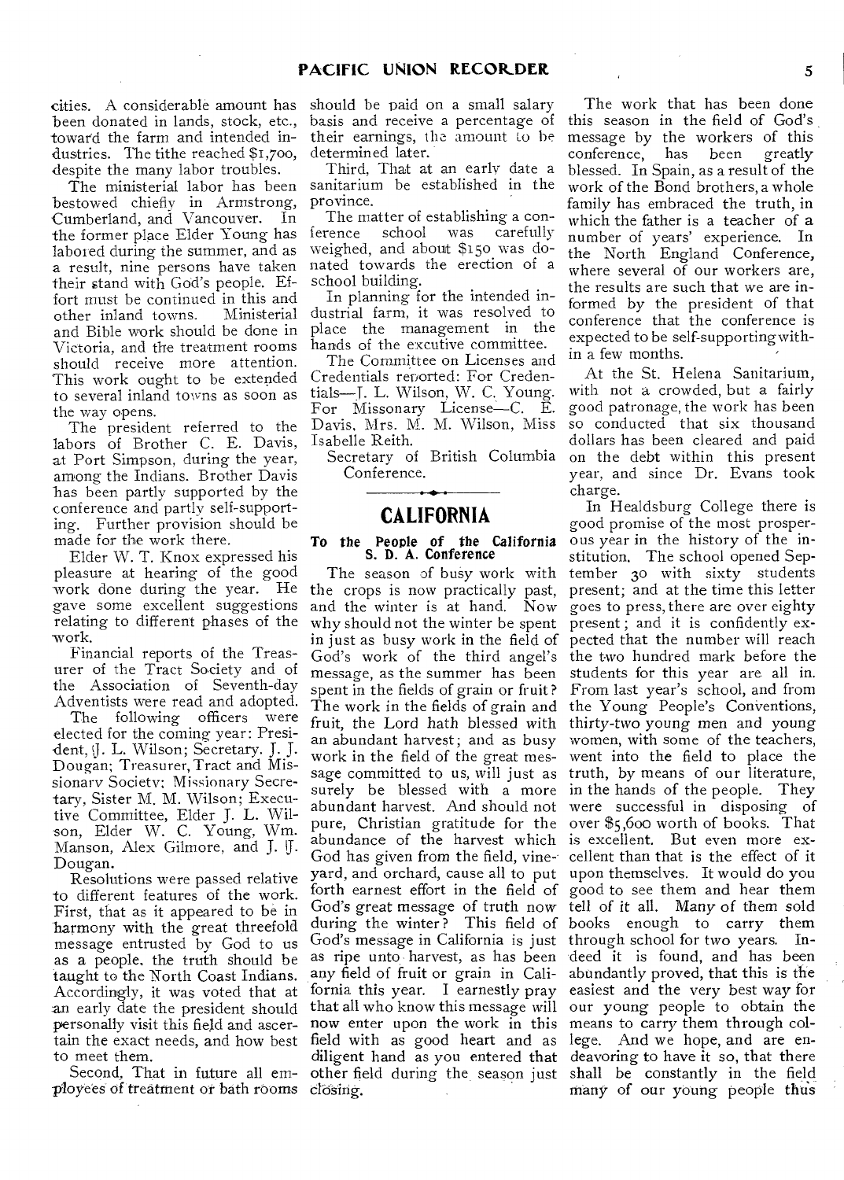cities. A considerable amount has been donated in lands, stock, etc., toward the farm and intended industries. The tithe reached $1,700, despite the many labor troubles.

The ministerial labor has been bestowed chiefly in Armstrong, Cumberland, and Vancouver. In the former place Elder Young has labored during the summer, and as a result, nine persons have taken their stand with God's people. Effort must be continued in this and other inland towns. Ministerial and Bible work should be done in Victoria, and the treatment rooms should receive more attention. This work ought to be extended to several inland towns as soon as the way opens.

The president referred to the labors of Brother C. E. Davis, at Port Simpson, during the year, among the Indians. Brother Davis has been partly supported by the conference and partly self-supporting. Further provision should be made for the work there.

Elder W. T. Knox expressed his pleasure at hearing of the good work done during the year. He gave some excellent suggestions relating to different phases of the work.

Financial reports of the Treasurer of the Tract Society and of the Association of Seventh-day Adventists were read and adopted.

The following officers were elected for the coming year: President, J. L. Wilson; Secretary, J. J. Dougan; Treasurer, Tract and Missionary Society; Missionary Secretary, Sister M. M. Wilson; Executive Committee, Elder J. L. Wilson, Elder W. C. Young, Wm. Manson, Alex Gilmore, and J. J. Dougan.

Resolutions were passed relative to different features of the work. First, that as it appeared to be in harmony with the great threefold message entrusted by God to us as a people, the truth should be taught to the North Coast Indians. Accordingly, it was voted that at an early date the president should personally visit this field and ascertain the exact needs, and how best to meet them.

Second, That in future all employees of treatment or bath rooms should be paid on a small salary basis and receive a percentage of their earnings, the amount to be determined later.

Third, That at an early date a sanitarium be established in the province.

The matter of establishing a conference school was carefully weighed, and about $150 was donated towards the erection of a school building.

In planning for the intended industrial farm, it was resolved to place the management in the hands of the excutive committee.

The Committee on Licenses and Credentials reported: For Credentials—J. L. Wilson, W. C. Young. For Missionary License—C. E. Davis, Mrs. M. M. Wilson, Miss Isabelle Reith.

Secretary of British Columbia Conference.

## CALIFORNIA

### To the People of the California S. D. A. Conference

The season of busy work with the crops is now practically past, and the winter is at hand. Now why should not the winter be spent in just as busy work in the field of God's work of the third angel's message, as the summer has been spent in the fields of grain or fruit? The work in the fields of grain and fruit, the Lord hath blessed with an abundant harvest; and as busy work in the field of the great message committed to us, will just as surely be blessed with a more abundant harvest. And should not pure, Christian gratitude for the abundance of the harvest which God has given from the field, vineyard, and orchard, cause all to put forth earnest effort in the field of God's great message of truth now during the winter? This field of God's message in California is just as ripe unto harvest, as has been any field of fruit or grain in California this year. I earnestly pray that all who know this message will now enter upon the work in this field with as good heart and as diligent hand as you entered that other field during the season just closing.

The work that has been done this season in the field of God's message by the workers of this conference, has been greatly blessed. In Spain, as a result of the work of the Bond brothers, a whole family has embraced the truth, in which the father is a teacher of a number of years' experience. In the North England Conference, where several of our workers are, the results are such that we are informed by the president of that conference that the conference is expected to be self-supporting within a few months.

At the St. Helena Sanitarium, with not a crowded, but a fairly good patronage, the work has been so conducted that six thousand dollars has been cleared and paid on the debt within this present year, and since Dr. Evans took charge.

In Healdsburg College there is good promise of the most prosperous year in the history of the institution. The school opened September 30 with sixty students present; and at the time this letter goes to press, there are over eighty present; and it is confidently expected that the number will reach the two hundred mark before the students for this year are all in. From last year's school, and from the Young People's Conventions, thirty-two young men and young women, with some of the teachers, went into the field to place the truth, by means of our literature, in the hands of the people. They were successful in disposing of over $5,600 worth of books. That is excellent. But even more excellent than that is the effect of it upon themselves. It would do you good to see them and hear them tell of it all. Many of them sold books enough to carry them through school for two years. Indeed it is found, and has been abundantly proved, that this is the easiest and the very best way for our young people to obtain the means to carry them through college. And we hope, and are endeavoring to have it so, that there shall be constantly in the field many of our young people thus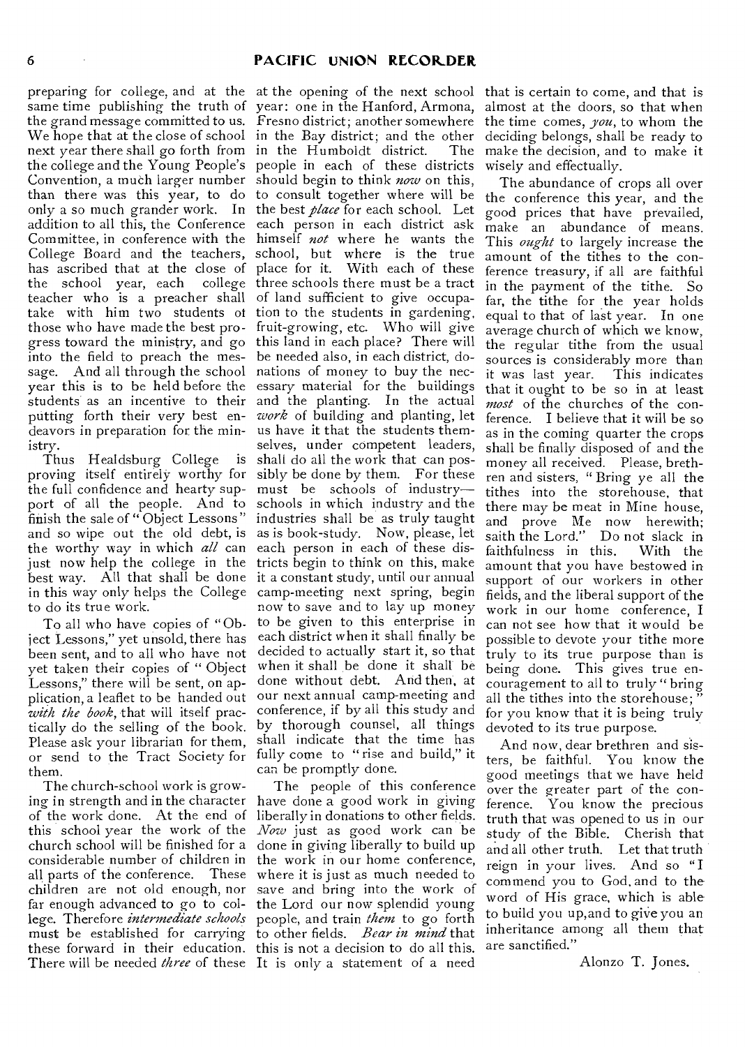preparing for college, and at the same time publishing the truth of the grand message committed to us. We hope that at the close of school next year there shall go forth from the college and the Young People's Convention, a much larger number than there was this year, to do only a so much grander work. In addition to all this, the Conference Committee, in conference with the College Board and the teachers, has ascribed that at the close of the school year, each college teacher who is a preacher shall take with him two students of those who have made the best progress toward the ministry, and go into the field to preach the message. And all through the school year this is to be held before the students as an incentive to their putting forth their very best endeavors in preparation for the ministry.

Thus Healdsburg College is proving itself entirely worthy for the full confidence and hearty support of all the people. And to finish the sale of "Object Lessons" and so wipe out the old debt, is the worthy way in which *all* can just now help the college in the best way. All that shall be done in this way only helps the College to do its true work.

To all who have copies of "Object Lessons," yet unsold, there has been sent, and to all who have not yet taken their copies of "Object Lessons," there will be sent, on application, a leaflet to be handed out *with the book*, that will itself practically do the selling of the book. Please ask your librarian for them, or send to the Tract Society for them.

The church-school work is growing in strength and in the character of the work done. At the end of this school year the work of the church school will be finished for a considerable number of children in all parts of the conference. These children are not old enough, nor far enough advanced to go to college. Therefore *intermediate schools* must be established for carrying these forward in their education. There will be needed *three* of these at the opening of the next school year: one in the Hanford, Armona, Fresno district; another somewhere in the Bay district; and the other in the Humboldt district. The people in each of these districts should begin to think *now* on this, to consult together where will be the best *place* for each school. Let each person in each district ask himself *not* where he wants the school, but where is the true place for it. With each of these three schools there must be a tract of land sufficient to give occupation to the students in gardening, fruit-growing, etc. Who will give this land in each place? There will be needed also, in each district, donations of money to buy the necessary material for the buildings and the planting. In the actual *work* of building and planting, let us have it that the students themselves, under competent leaders, shall do all the work that can possibly be done by them. For these must be schools of industry—schools in which industry and the industries shall be as truly taught as is book-study. Now, please, let each person in each of these districts begin to think on this, make it a constant study, until our annual camp-meeting next spring, begin now to save and to lay up money to be given to this enterprise in each district when it shall finally be decided to actually start it, so that when it shall be done it shall be done without debt. And then, at our next annual camp-meeting and conference, if by all this study and by thorough counsel, all things shall indicate that the time has fully come to "rise and build," it can be promptly done.

The people of this conference have done a good work in giving liberally in donations to other fields. *Now* just as good work can be done in giving liberally to build up the work in our home conference, where it is just as much needed to save and bring into the work of the Lord our now splendid young people, and train *them* to go forth to other fields. *Bear in mind* that this is not a decision to do all this. It is only a statement of a need that is certain to come, and that is almost at the doors, so that when the time comes, *you*, to whom the deciding belongs, shall be ready to make the decision, and to make it wisely and effectually.

The abundance of crops all over the conference this year, and the good prices that have prevailed, make an abundance of means. This *ought* to largely increase the amount of the tithes to the conference treasury, if all are faithful in the payment of the tithe. So far, the tithe for the year holds equal to that of last year. In one average church of which we know, the regular tithe from the usual sources is considerably more than it was last year. This indicates that it ought to be so in at least *most* of the churches of the conference. I believe that it will be so as in the coming quarter the crops shall be finally disposed of and the money all received. Please, brethren and sisters, "Bring ye all the tithes into the storehouse, that there may be meat in Mine house, and prove Me now herewith; saith the Lord." Do not slack in faithfulness in this. With the amount that you have bestowed in support of our workers in other fields, and the liberal support of the work in our home conference, I can not see how that it would be possible to devote your tithe more truly to its true purpose than is being done. This gives true encouragement to all to truly "bring all the tithes into the storehouse;" for you know that it is being truly devoted to its true purpose.

And now, dear brethren and sisters, be faithful. You know the good meetings that we have held over the greater part of the conference. You know the precious truth that was opened to us in our study of the Bible. Cherish that and all other truth. Let that truth reign in your lives. And so "I commend you to God, and to the word of His grace, which is able to build you up, and to give you an inheritance among all them that are sanctified."

Alonzo T. Jones.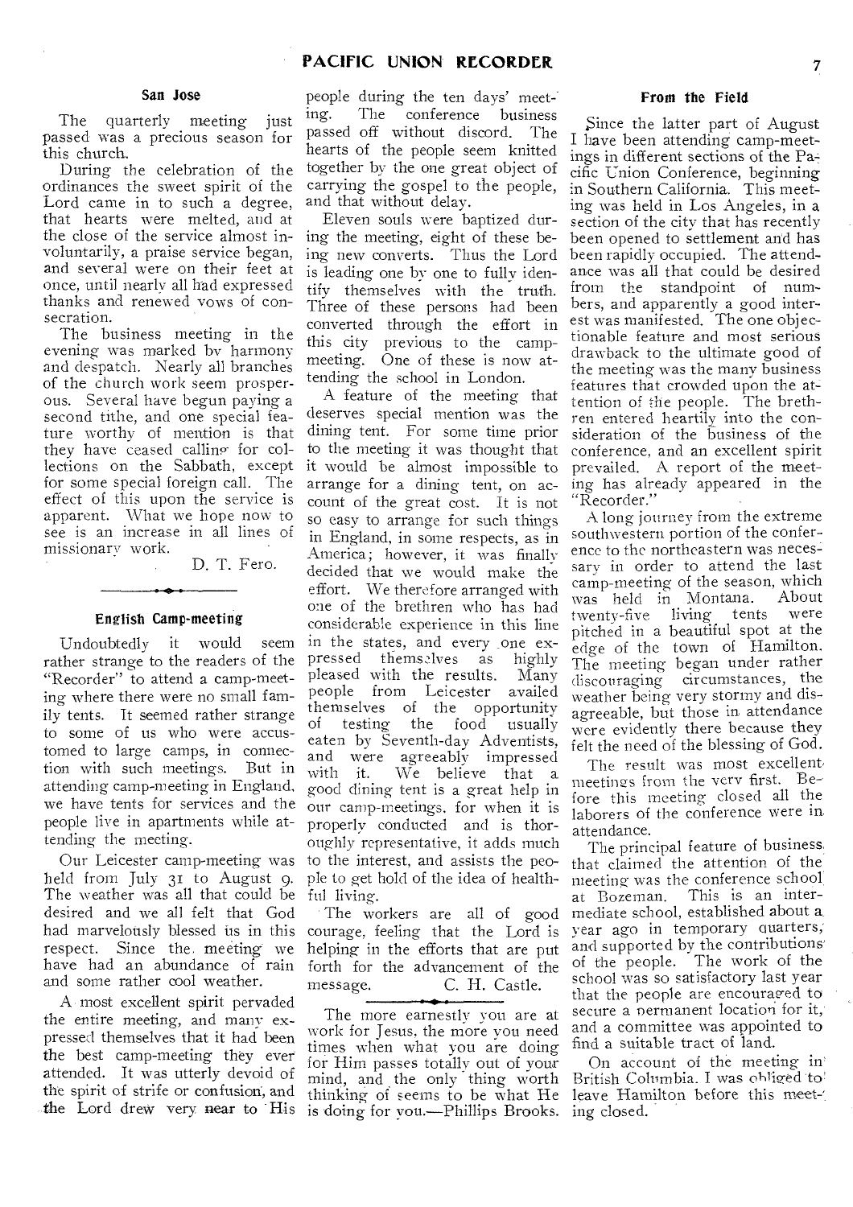### San Jose

The quarterly meeting just passed was a precious season for this church.

During the celebration of the ordinances the sweet spirit of the Lord came in to such a degree, that hearts were melted, and at the close of the service almost involuntarily, a praise service began, and several were on their feet at once, until nearly all had expressed thanks and renewed vows of consecration.

The business meeting in the evening was marked by harmony and despatch. Nearly all branches of the church work seem prosperous. Several have begun paying a second tithe, and one special feature worthy of mention is that they have ceased calling for collections on the Sabbath, except for some special foreign call. The effect of this upon the service is apparent. What we hope now to see is an increase in all lines of missionary work.

D. T. Fero.

---

### English Camp-meeting

Undoubtedly it would seem rather strange to the readers of the "Recorder" to attend a camp-meeting where there were no small family tents. It seemed rather strange to some of us who were accustomed to large camps, in connection with such meetings. But in attending camp-meeting in England, we have tents for services and the people live in apartments while attending the meeting.

Our Leicester camp-meeting was held from July 31 to August 9. The weather was all that could be desired and we all felt that God had marvelously blessed us in this respect. Since the meeting we have had an abundance of rain and some rather cool weather.

A most excellent spirit pervaded the entire meeting, and many expressed themselves that it had been the best camp-meeting they ever attended. It was utterly devoid of the spirit of strife or confusion, and the Lord drew very near to His people during the ten days' meeting. The conference business passed off without discord. The hearts of the people seem knitted together by the one great object of carrying the gospel to the people, and that without delay.

Eleven souls were baptized during the meeting, eight of these being new converts. Thus the Lord is leading one by one to fully identify themselves with the truth. Three of these persons had been converted through the effort in this city previous to the camp-meeting. One of these is now attending the school in London.

A feature of the meeting that deserves special mention was the dining tent. For some time prior to the meeting it was thought that it would be almost impossible to arrange for a dining tent, on account of the great cost. It is not so easy to arrange for such things in England, in some respects, as in America; however, it was finally decided that we would make the effort. We therefore arranged with one of the brethren who has had considerable experience in this line in the states, and every one expressed themselves as highly pleased with the results. Many people from Leicester availed themselves of the opportunity of testing the food usually eaten by Seventh-day Adventists, and were agreeably impressed with it. We believe that a good dining tent is a great help in our camp-meetings, for when it is properly conducted and is thoroughly representative, it adds much to the interest, and assists the people to get hold of the idea of healthful living.

The workers are all of good courage, feeling that the Lord is helping in the efforts that are put forth for the advancement of the message.

C. H. Castle.

---

The more earnestly you are at work for Jesus, the more you need times when what you are doing for Him passes totally out of your mind, and the only thing worth thinking of seems to be what He is doing for you.—Phillips Brooks.

### From the Field

Since the latter part of August I have been attending camp-meetings in different sections of the Pacific Union Conference, beginning in Southern California. This meeting was held in Los Angeles, in a section of the city that has recently been opened to settlement and has been rapidly occupied. The attendance was all that could be desired from the standpoint of numbers, and apparently a good interest was manifested. The one objectionable feature and most serious drawback to the ultimate good of the meeting was the many business features that crowded upon the attention of the people. The brethren entered heartily into the consideration of the business of the conference, and an excellent spirit prevailed. A report of the meeting has already appeared in the "Recorder."

A long journey from the extreme southwestern portion of the conference to the northeastern was necessary in order to attend the last camp-meeting of the season, which was held in Montana. About twenty-five living tents were pitched in a beautiful spot at the edge of the town of Hamilton. The meeting began under rather discouraging circumstances, the weather being very stormy and disagreeable, but those in attendance were evidently there because they felt the need of the blessing of God.

The result was most excellent meetings from the very first. Before this meeting closed all the laborers of the conference were in attendance.

The principal feature of business that claimed the attention of the meeting was the conference school at Bozeman. This is an intermediate school, established about a year ago in temporary quarters, and supported by the contributions of the people. The work of the school was so satisfactory last year that the people are encouraged to secure a permanent location for it, and a committee was appointed to find a suitable tract of land.

On account of the meeting in British Columbia. I was obliged to leave Hamilton before this meeting closed.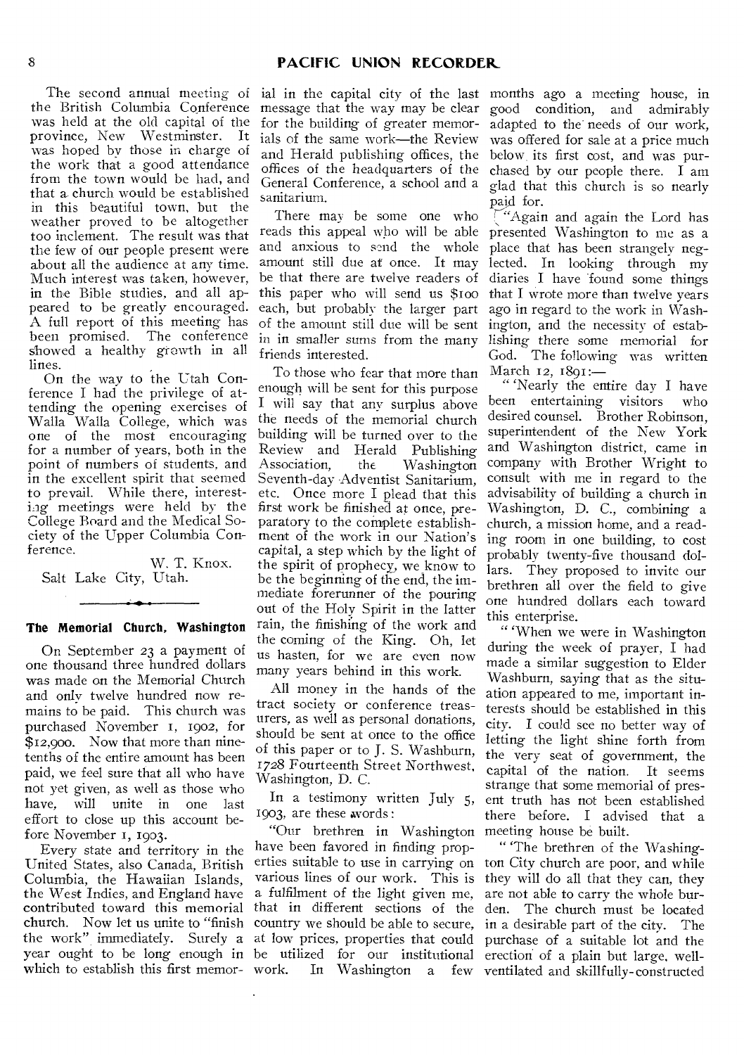The second annual meeting of the British Columbia Conference was held at the old capital of the province, New Westminster. It was hoped by those in charge of the work that a good attendance from the town would be had, and that a church would be established in this beautiful town, but the weather proved to be altogether too inclement. The result was that the few of our people present were about all the audience at any time. Much interest was taken, however, in the Bible studies, and all appeared to be greatly encouraged. A full report of this meeting has been promised. The conference showed a healthy growth in all lines.

On the way to the Utah Conference I had the privilege of attending the opening exercises of Walla Walla College, which was one of the most encouraging for a number of years, both in the point of numbers of students, and in the excellent spirit that seemed to prevail. While there, interesting meetings were held by the College Board and the Medical Society of the Upper Columbia Conference.

W. T. Knox.

Salt Lake City, Utah.

## The Memorial Church, Washington

On September 23 a payment of one thousand three hundred dollars was made on the Memorial Church and only twelve hundred now remains to be paid. This church was purchased November 1, 1902, for $12,900. Now that more than nine-tenths of the entire amount has been paid, we feel sure that all who have not yet given, as well as those who have, will unite in one last effort to close up this account before November 1, 1903.

Every state and territory in the United States, also Canada, British Columbia, the Hawaiian Islands, the West Indies, and England have contributed toward this memorial church. Now let us unite to "finish the work" immediately. Surely a year ought to be long enough in which to establish this first memorial in the capital city of the last message that the way may be clear for the building of greater memorials of the same work—the Review and Herald publishing offices, the offices of the headquarters of the General Conference, a school and a sanitarium.

There may be some one who reads this appeal who will be able and anxious to send the whole amount still due at once. It may be that there are twelve readers of this paper who will send us $100 each, but probably the larger part of the amount still due will be sent in in smaller sums from the many friends interested.

To those who fear that more than enough will be sent for this purpose I will say that any surplus above the needs of the memorial church building will be turned over to the Review and Herald Publishing Association, the Washington Seventh-day Adventist Sanitarium, etc. Once more I plead that this first work be finished at once, preparatory to the complete establishment of the work in our Nation's capital, a step which by the light of the spirit of prophecy, we know to be the beginning of the end, the immediate forerunner of the pouring out of the Holy Spirit in the latter rain, the finishing of the work and the coming of the King. Oh, let us hasten, for we are even now many years behind in this work.

All money in the hands of the tract society or conference treasurers, as well as personal donations, should be sent at once to the office of this paper or to J. S. Washburn, 1728 Fourteenth Street Northwest, Washington, D. C.

In a testimony written July 5, 1903, are these words:

"Our brethren in Washington have been favored in finding properties suitable to use in carrying on various lines of our work. This is a fulfilment of the light given me, that in different sections of the country we should be able to secure, at low prices, properties that could be utilized for our institutional work. In Washington a few months ago a meeting house, in good condition, and admirably adapted to the needs of our work, was offered for sale at a price much below its first cost, and was purchased by our people there. I am glad that this church is so nearly paid for.

"Again and again the Lord has presented Washington to me as a place that has been strangely neglected. In looking through my diaries I have found some things that I wrote more than twelve years ago in regard to the work in Washington, and the necessity of establishing there some memorial for God. The following was written March 12, 1891:—

"'Nearly the entire day I have been entertaining visitors who desired counsel. Brother Robinson, superintendent of the New York and Washington district, came in company with Brother Wright to consult with me in regard to the advisability of building a church in Washington, D. C., combining a church, a mission home, and a reading room in one building, to cost probably twenty-five thousand dollars. They proposed to invite our brethren all over the field to give one hundred dollars each toward this enterprise.

"'When we were in Washington during the week of prayer, I had made a similar suggestion to Elder Washburn, saying that as the situation appeared to me, important interests should be established in this city. I could see no better way of letting the light shine forth from the very seat of government, the capital of the nation. It seems strange that some memorial of present truth has not been established there before. I advised that a meeting house be built.

"'The brethren of the Washington City church are poor, and while they will do all that they can, they are not able to carry the whole burden. The church must be located in a desirable part of the city. The purchase of a suitable lot and the erection of a plain but large, well-ventilated and skillfully-constructed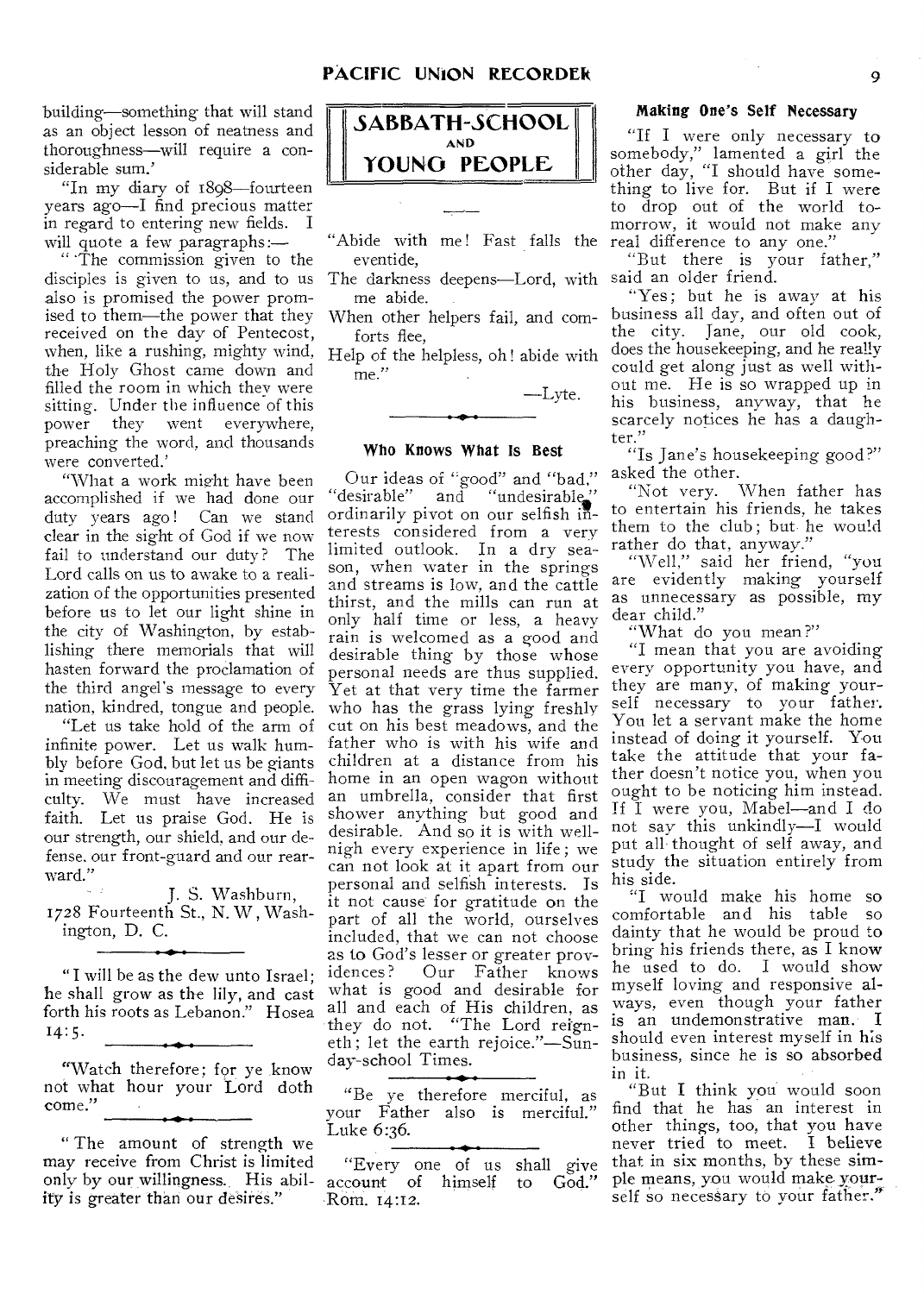building—something that will stand as an object lesson of neatness and thoroughness—will require a considerable sum.'

"In my diary of 1898—fourteen years ago—I find precious matter in regard to entering new fields. I will quote a few paragraphs:—

"'The commission given to the disciples is given to us, and to us also is promised the power promised to them—the power that they received on the day of Pentecost, when, like a rushing, mighty wind, the Holy Ghost came down and filled the room in which they were sitting. Under the influence of this power they went everywhere, preaching the word, and thousands were converted.'

"What a work might have been accomplished if we had done our duty years ago! Can we stand clear in the sight of God if we now fail to understand our duty? The Lord calls on us to awake to a realization of the opportunities presented before us to let our light shine in the city of Washington, by establishing there memorials that will hasten forward the proclamation of the third angel's message to every nation, kindred, tongue and people.

"Let us take hold of the arm of infinite power. Let us walk humbly before God, but let us be giants in meeting discouragement and difficulty. We must have increased faith. Let us praise God. He is our strength, our shield, and our defense, our front-guard and our rear-ward."

J. S. Washburn,
1728 Fourteenth St., N. W, Washington, D. C.

---

"I will be as the dew unto Israel; he shall grow as the lily, and cast forth his roots as Lebanon." Hosea 14:5.

---

"Watch therefore; for ye know not what hour your Lord doth come."

---

"The amount of strength we may receive from Christ is limited only by our willingness. His ability is greater than our desires."

# SABBATH-SCHOOL AND YOUNG PEOPLE

"Abide with me! Fast falls the eventide,
The darkness deepens—Lord, with me abide.
When other helpers fail, and comforts flee,
Help of the helpless, oh! abide with me."

—Lyte.

## Who Knows What Is Best

Our ideas of "good" and "bad," "desirable" and "undesirable" ordinarily pivot on our selfish interests considered from a very limited outlook. In a dry season, when water in the springs and streams is low, and the cattle thirst, and the mills can run at only half time or less, a heavy rain is welcomed as a good and desirable thing by those whose personal needs are thus supplied. Yet at that very time the farmer who has the grass lying freshly cut on his best meadows, and the father who is with his wife and children at a distance from his home in an open wagon without an umbrella, consider that first shower anything but good and desirable. And so it is with well-nigh every experience in life; we can not look at it apart from our personal and selfish interests. Is it not cause for gratitude on the part of all the world, ourselves included, that we can not choose as to God's lesser or greater providences? Our Father knows what is good and desirable for all and each of His children, as they do not. "The Lord reigneth; let the earth rejoice."—Sunday-school Times.

---

"Be ye therefore merciful, as your Father also is merciful." Luke 6:36.

---

"Every one of us shall give account of himself to God." Rom. 14:12.

## Making One's Self Necessary

"If I were only necessary to somebody," lamented a girl the other day, "I should have something to live for. But if I were to drop out of the world tomorrow, it would not make any real difference to any one."

"But there is your father," said an older friend.

"Yes; but he is away at his business all day, and often out of the city. Jane, our old cook, does the housekeeping, and he really could get along just as well without me. He is so wrapped up in his business, anyway, that he scarcely notices he has a daughter."

"Is Jane's housekeeping good?" asked the other.

"Not very. When father has to entertain his friends, he takes them to the club; but he would rather do that, anyway."

"Well," said her friend, "you are evidently making yourself as unnecessary as possible, my dear child."

"What do you mean?"

"I mean that you are avoiding every opportunity you have, and they are many, of making yourself necessary to your father. You let a servant make the home instead of doing it yourself. You take the attitude that your father doesn't notice you, when you ought to be noticing him instead. If I were you, Mabel—and I do not say this unkindly—I would put all thought of self away, and study the situation entirely from his side.

"I would make his home so comfortable and his table so dainty that he would be proud to bring his friends there, as I know he used to do. I would show myself loving and responsive always, even though your father is an undemonstrative man. I should even interest myself in his business, since he is so absorbed in it.

"But I think you would soon find that he has an interest in other things, too, that you have never tried to meet. I believe that in six months, by these simple means, you would make yourself so necessary to your father."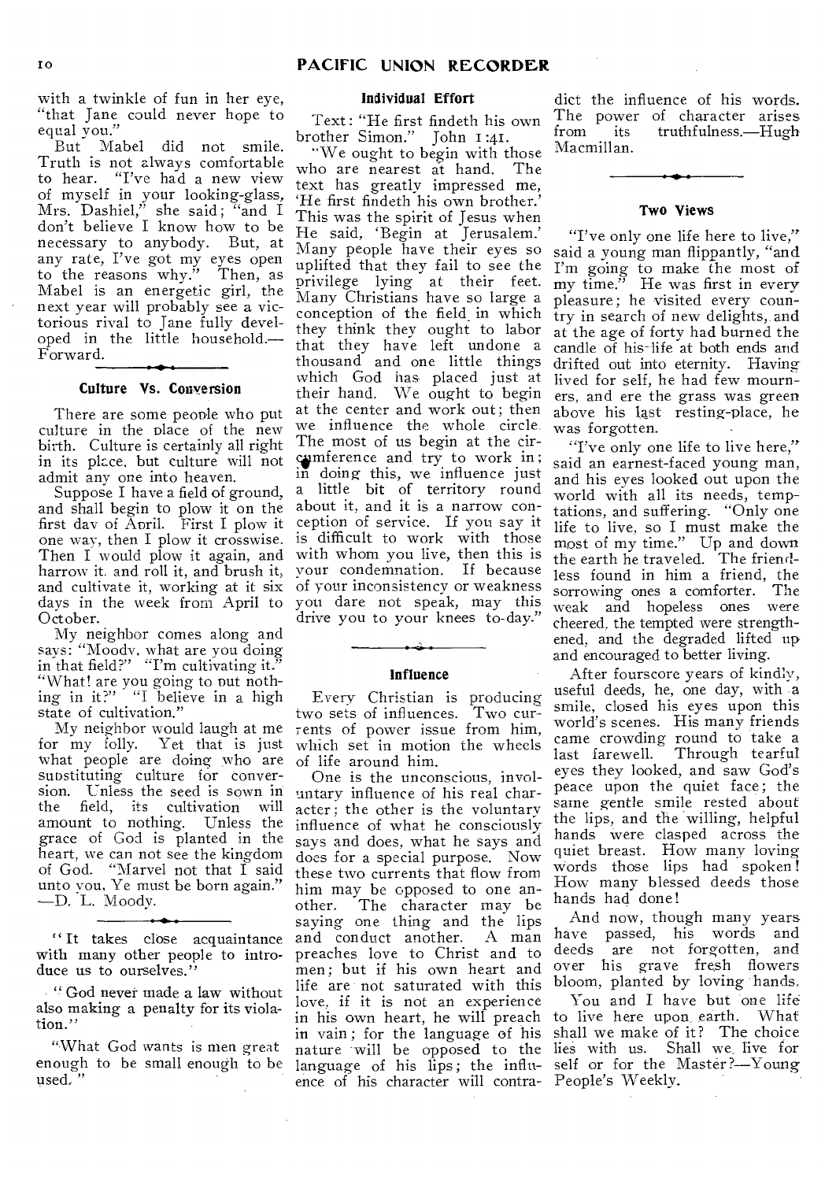with a twinkle of fun in her eye, "that Jane could never hope to equal you."

But Mabel did not smile. Truth is not always comfortable to hear. "I've had a new view of myself in your looking-glass, Mrs. Dashiel," she said; "and I don't believe I know how to be necessary to anybody. But, at any rate, I've got my eyes open to the reasons why." Then, as Mabel is an energetic girl, the next year will probably see a victorious rival to Jane fully developed in the little household.—Forward.

### Culture Vs. Conversion

There are some people who put culture in the place of the new birth. Culture is certainly all right in its place, but culture will not admit any one into heaven.

Suppose I have a field of ground, and shall begin to plow it on the first day of April. First I plow it one way, then I plow it crosswise. Then I would plow it again, and harrow it, and roll it, and brush it, and cultivate it, working at it six days in the week from April to October.

My neighbor comes along and says: "Moody, what are you doing in that field?" "I'm cultivating it." "What! are you going to put nothing in it?" "I believe in a high state of cultivation."

My neighbor would laugh at me for my folly. Yet that is just what people are doing who are substituting culture for conversion. Unless the seed is sown in the field, its cultivation will amount to nothing. Unless the grace of God is planted in the heart, we can not see the kingdom of God. "Marvel not that I said unto you, Ye must be born again." —D. L. Moody.

"It takes close acquaintance with many other people to introduce us to ourselves."

"God never made a law without also making a penalty for its violation."

"What God wants is men great enough to be small enough to be used."

### Individual Effort

Text: "He first findeth his own brother Simon." John 1:41.

"We ought to begin with those who are nearest at hand. The text has greatly impressed me, 'He first findeth his own brother.' This was the spirit of Jesus when He said, 'Begin at Jerusalem.' Many people have their eyes so uplifted that they fail to see the privilege lying at their feet. Many Christians have so large a conception of the field in which they think they ought to labor that they have left undone a thousand and one little things which God has placed just at their hand. We ought to begin at the center and work out; then we influence the whole circle. The most of us begin at the circumference and try to work in; in doing this, we influence just a little bit of territory round about it, and it is a narrow conception of service. If you say it is difficult to work with those with whom you live, then this is your condemnation. If because of your inconsistency or weakness you dare not speak, may this drive you to your knees to-day."

### Influence

Every Christian is producing two sets of influences. Two currents of power issue from him, which set in motion the wheels of life around him.

One is the unconscious, involuntary influence of his real character; the other is the voluntary influence of what he consciously says and does, what he says and does for a special purpose. Now these two currents that flow from him may be opposed to one another. The character may be saying one thing and the lips and conduct another. A man preaches love to Christ and to men; but if his own heart and life are not saturated with this love, if it is not an experience in his own heart, he will preach in vain; for the language of his nature will be opposed to the language of his lips; the influence of his character will contradict the influence of his words. The power of character arises from its truthfulness.—Hugh Macmillan.

### Two Views

"I've only one life here to live," said a young man flippantly, "and I'm going to make the most of my time." He was first in every pleasure; he visited every country in search of new delights, and at the age of forty had burned the candle of his life at both ends and drifted out into eternity. Having lived for self, he had few mourners, and ere the grass was green above his last resting-place, he was forgotten.

"I've only one life to live here," said an earnest-faced young man, and his eyes looked out upon the world with all its needs, temptations, and suffering. "Only one life to live, so I must make the most of my time." Up and down the earth he traveled. The friendless found in him a friend, the sorrowing ones a comforter. The weak and hopeless ones were cheered, the tempted were strengthened, and the degraded lifted up and encouraged to better living.

After fourscore years of kindly, useful deeds, he, one day, with a smile, closed his eyes upon this world's scenes. His many friends came crowding round to take a last farewell. Through tearful eyes they looked, and saw God's peace upon the quiet face; the same gentle smile rested about the lips, and the willing, helpful hands were clasped across the quiet breast. How many loving words those lips had spoken! How many blessed deeds those hands had done!

And now, though many years have passed, his words and deeds are not forgotten, and over his grave fresh flowers bloom, planted by loving hands.

You and I have but one life to live here upon earth. What shall we make of it? The choice lies with us. Shall we live for self or for the Master?—Young People's Weekly.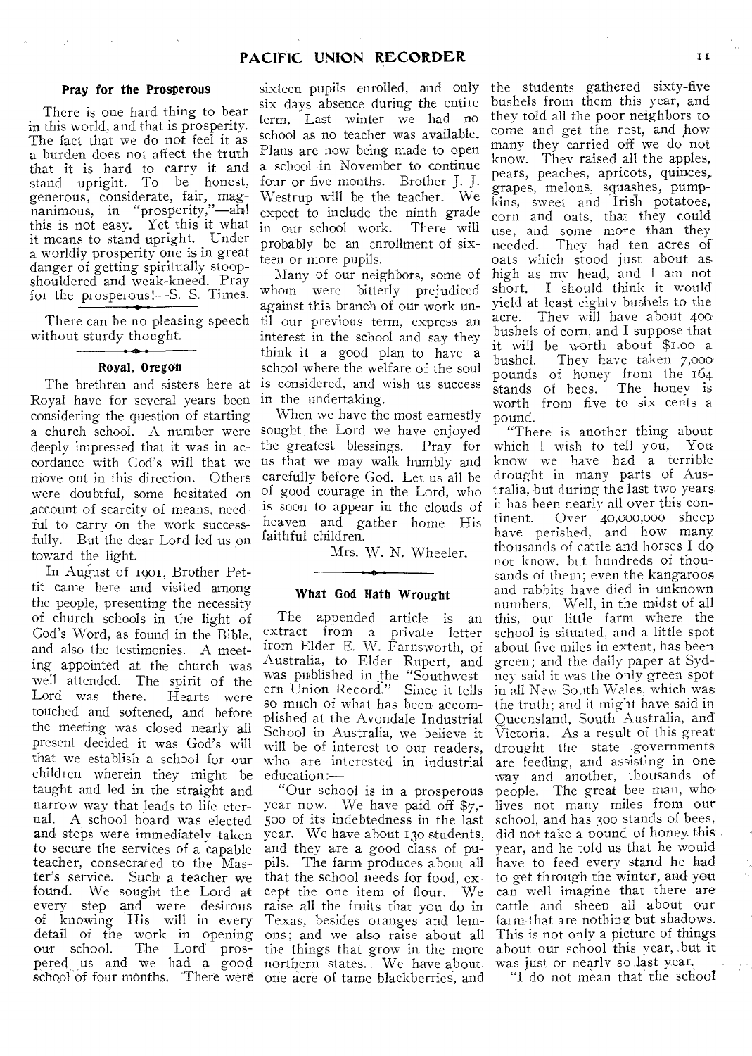### Pray for the Prosperous

There is one hard thing to bear in this world, and that is prosperity. The fact that we do not feel it as a burden does not affect the truth that it is hard to carry it and stand upright. To be honest, generous, considerate, fair, magnanimous, in "prosperity,"—ah! this is not easy. Yet this it what it means to stand upright. Under a worldly prosperity one is in great danger of getting spiritually stoop-shouldered and weak-kneed. Pray for the prosperous!—S. S. Times.

---

There can be no pleasing speech without sturdy thought.

---

### Royal, Oregon

The brethren and sisters here at Royal have for several years been considering the question of starting a church school. A number were deeply impressed that it was in accordance with God's will that we move out in this direction. Others were doubtful, some hesitated on account of scarcity of means, needful to carry on the work successfully. But the dear Lord led us on toward the light.

In August of 1901, Brother Pettit came here and visited among the people, presenting the necessity of church schools in the light of God's Word, as found in the Bible, and also the testimonies. A meeting appointed at the church was well attended. The spirit of the Lord was there. Hearts were touched and softened, and before the meeting was closed nearly all present decided it was God's will that we establish a school for our children wherein they might be taught and led in the straight and narrow way that leads to life eternal. A school board was elected and steps were immediately taken to secure the services of a capable teacher, consecrated to the Master's service. Such a teacher we found. We sought the Lord at every step and were desirous of knowing His will in every detail of the work in opening our school. The Lord prospered us and we had a good school of four months. There were sixteen pupils enrolled, and only six days absence during the entire term. Last winter we had no school as no teacher was available. Plans are now being made to open a school in November to continue four or five months. Brother J. J. Westrup will be the teacher. We expect to include the ninth grade in our school work. There will probably be an enrollment of sixteen or more pupils.

Many of our neighbors, some of whom were bitterly prejudiced against this branch of our work until our previous term, express an interest in the school and say they think it a good plan to have a school where the welfare of the soul is considered, and wish us success in the undertaking.

When we have the most earnestly sought the Lord we have enjoyed the greatest blessings. Pray for us that we may walk humbly and carefully before God. Let us all be of good courage in the Lord, who is soon to appear in the clouds of heaven and gather home His faithful children.

Mrs. W. N. Wheeler.

---

### What God Hath Wrought

The appended article is an extract from a private letter from Elder E. W. Farnsworth, of Australia, to Elder Rupert, and was published in the "Southwestern Union Record." Since it tells so much of what has been accomplished at the Avondale Industrial School in Australia, we believe it will be of interest to our readers, who are interested in industrial education:—

"Our school is in a prosperous year now. We have paid off $7,500 of its indebtedness in the last year. We have about 130 students, and they are a good class of pupils. The farm produces about all that the school needs for food, except the one item of flour. We raise all the fruits that you do in Texas, besides oranges and lemons; and we also raise about all the things that grow in the more northern states. We have about one acre of tame blackberries, and the students gathered sixty-five bushels from them this year, and they told all the poor neighbors to come and get the rest, and how many they carried off we do not know. They raised all the apples, pears, peaches, apricots, quinces, grapes, melons, squashes, pumpkins, sweet and Irish potatoes, corn and oats, that they could use, and some more than they needed. They had ten acres of oats which stood just about as high as my head, and I am not short. I should think it would yield at least eighty bushels to the acre. They will have about 400 bushels of corn, and I suppose that it will be worth about $1.00 a bushel. They have taken 7,000 pounds of honey from the 164 stands of bees. The honey is worth from five to six cents a pound.

"There is another thing about which I wish to tell you, You know we have had a terrible drought in many parts of Australia, but during the last two years it has been nearly all over this continent. Over 40,000,000 sheep have perished, and how many thousands of cattle and horses I do not know, but hundreds of thousands of them; even the kangaroos and rabbits have died in unknown numbers. Well, in the midst of all this, our little farm where the school is situated, and a little spot about five miles in extent, has been green; and the daily paper at Sydney said it was the only green spot in all New South Wales, which was the truth; and it might have said in Queensland, South Australia, and Victoria. As a result of this great drought the state governments are feeding, and assisting in one way and another, thousands of people. The great bee man, who lives not many miles from our school, and has 300 stands of bees, did not take a pound of honey this year, and he told us that he would have to feed every stand he had to get through the winter, and you can well imagine that there are cattle and sheep all about our farm that are nothing but shadows. This is not only a picture of things about our school this year, but it was just or nearly so last year.

"I do not mean that the school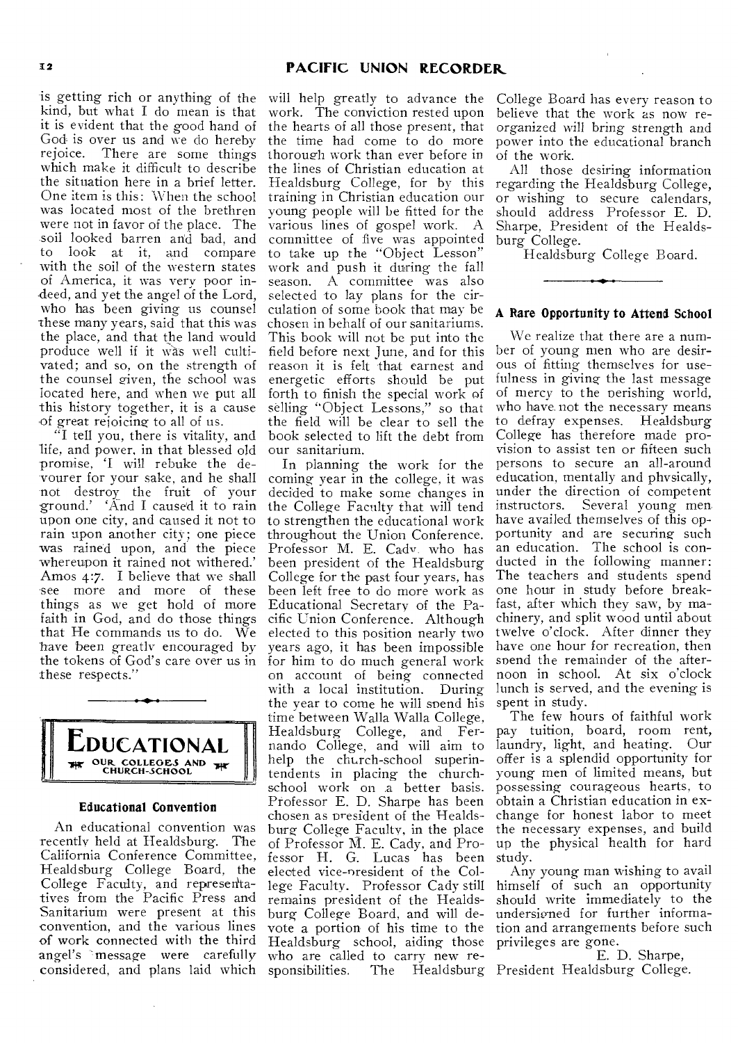is getting rich or anything of the kind, but what I do mean is that it is evident that the good hand of God is over us and we do hereby rejoice. There are some things which make it difficult to describe the situation here in a brief letter. One item is this: When the school was located most of the brethren were not in favor of the place. The soil looked barren and bad, and to look at it, and compare with the soil of the western states of America, it was very poor indeed, and yet the angel of the Lord, who has been giving us counsel these many years, said that this was the place, and that the land would produce well if it was well cultivated; and so, on the strength of the counsel given, the school was located here, and when we put all this history together, it is a cause of great rejoicing to all of us.

"I tell you, there is vitality, and life, and power, in that blessed old promise, 'I will rebuke the devourer for your sake, and he shall not destroy the fruit of your ground.' 'And I caused it to rain upon one city, and caused it not to rain upon another city; one piece was rained upon, and the piece whereupon it rained not withered.' Amos 4:7. I believe that we shall see more and more of these things as we get hold of more faith in God, and do those things that He commands us to do. We have been greatly encouraged by the tokens of God's care over us in these respects."

## EDUCATIONAL

OUR COLLEGES AND CHURCH-SCHOOL

### Educational Convention

An educational convention was recently held at Healdsburg. The California Conference Committee, Healdsburg College Board, the College Faculty, and representatives from the Pacific Press and Sanitarium were present at this convention, and the various lines of work connected with the third angel's message were carefully considered, and plans laid which will help greatly to advance the work. The conviction rested upon the hearts of all those present, that the time had come to do more thorough work than ever before in the lines of Christian education at Healdsburg College, for by this training in Christian education our young people will be fitted for the various lines of gospel work. A committee of five was appointed to take up the "Object Lesson" work and push it during the fall season. A committee was also selected to lay plans for the circulation of some book that may be chosen in behalf of our sanitariums. This book will not be put into the field before next June, and for this reason it is felt that earnest and energetic efforts should be put forth to finish the special work of selling "Object Lessons," so that the field will be clear to sell the book selected to lift the debt from our sanitarium.

In planning the work for the coming year in the college, it was decided to make some changes in the College Faculty that will tend to strengthen the educational work throughout the Union Conference. Professor M. E. Cady, who has been president of the Healdsburg College for the past four years, has been left free to do more work as Educational Secretary of the Pacific Union Conference. Although elected to this position nearly two years ago, it has been impossible for him to do much general work on account of being connected with a local institution. During the year to come he will spend his time between Walla Walla College, Healdsburg College, and Fernando College, and will aim to help the church-school superintendents in placing the church-school work on a better basis. Professor E. D. Sharpe has been chosen as president of the Healdsburg College Faculty, in the place of Professor M. E. Cady, and Professor H. G. Lucas has been elected vice-president of the College Faculty. Professor Cady still remains president of the Healdsburg College Board, and will devote a portion of his time to the Healdsburg school, aiding those who are called to carry new responsibilities. The Healdsburg College Board has every reason to believe that the work as now reorganized will bring strength and power into the educational branch of the work.

All those desiring information regarding the Healdsburg College, or wishing to secure calendars, should address Professor E. D. Sharpe, President of the Healdsburg College.

Healdsburg College Board.

### A Rare Opportunity to Attend School

We realize that there are a number of young men who are desirous of fitting themselves for usefulness in giving the last message of mercy to the perishing world, who have not the necessary means to defray expenses. Healdsburg College has therefore made provision to assist ten or fifteen such persons to secure an all-around education, mentally and physically, under the direction of competent instructors. Several young men have availed themselves of this opportunity and are securing such an education. The school is conducted in the following manner: The teachers and students spend one hour in study before breakfast, after which they saw, by machinery, and split wood until about twelve o'clock. After dinner they have one hour for recreation, then spend the remainder of the afternoon in school. At six o'clock lunch is served, and the evening is spent in study.

The few hours of faithful work pay tuition, board, room rent, laundry, light, and heating. Our offer is a splendid opportunity for young men of limited means, but possessing courageous hearts, to obtain a Christian education in exchange for honest labor to meet the necessary expenses, and build up the physical health for hard study.

Any young man wishing to avail himself of such an opportunity should write immediately to the undersigned for further information and arrangements before such privileges are gone.

E. D. Sharpe,
President Healdsburg College.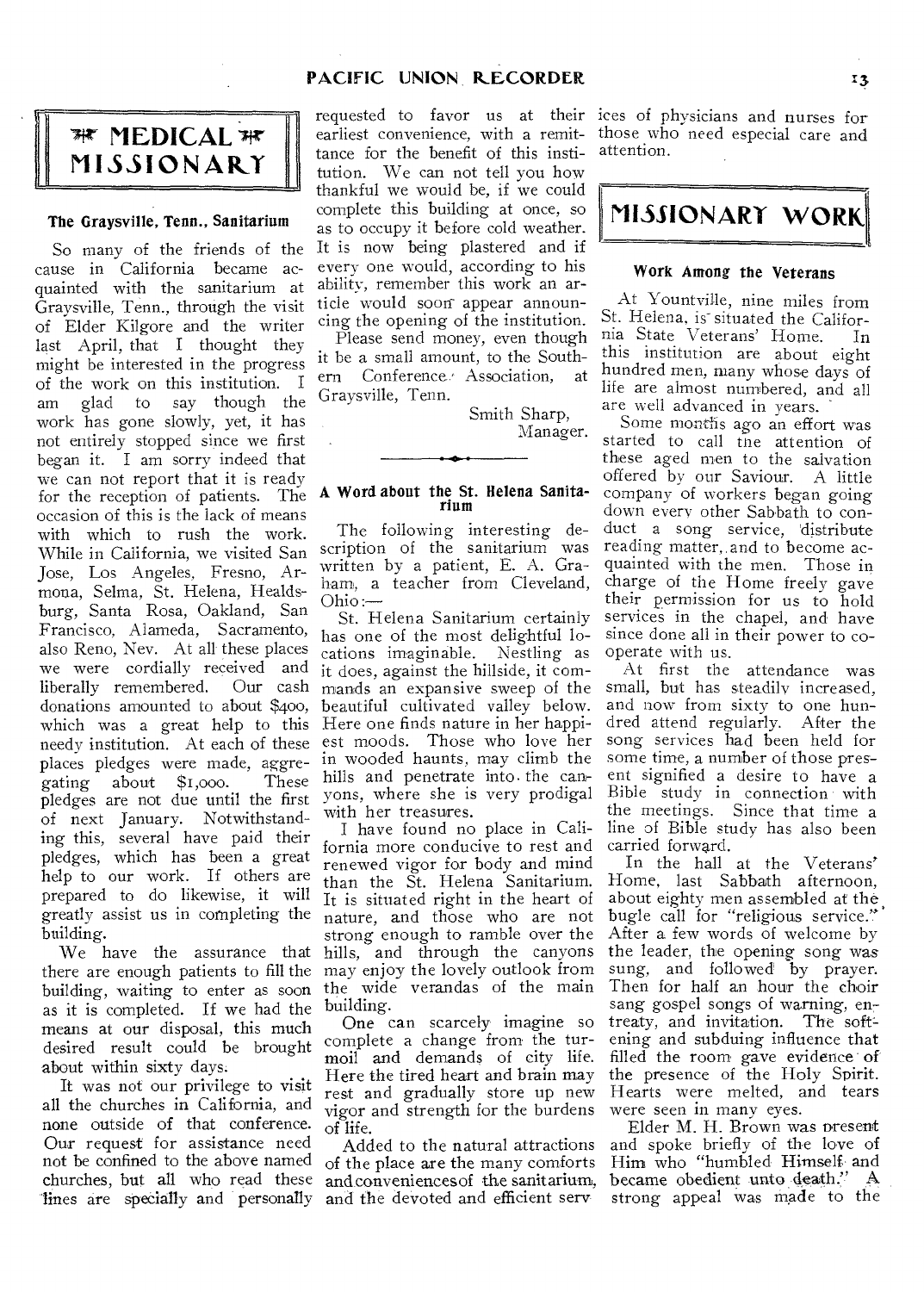# MEDICAL MISSIONARY

### The Graysville, Tenn., Sanitarium

So many of the friends of the cause in California became acquainted with the sanitarium at Graysville, Tenn., through the visit of Elder Kilgore and the writer last April, that I thought they might be interested in the progress of the work on this institution. I am glad to say though the work has gone slowly, yet, it has not entirely stopped since we first began it. I am sorry indeed that we can not report that it is ready for the reception of patients. The occasion of this is the lack of means with which to rush the work. While in California, we visited San Jose, Los Angeles, Fresno, Armona, Selma, St. Helena, Healdsburg, Santa Rosa, Oakland, San Francisco, Alameda, Sacramento, also Reno, Nev. At all these places we were cordially received and liberally remembered. Our cash donations amounted to about $400, which was a great help to this needy institution. At each of these places pledges were made, aggregating about $1,000. These pledges are not due until the first of next January. Notwithstanding this, several have paid their pledges, which has been a great help to our work. If others are prepared to do likewise, it will greatly assist us in completing the building.

We have the assurance that there are enough patients to fill the building, waiting to enter as soon as it is completed. If we had the means at our disposal, this much desired result could be brought about within sixty days.

It was not our privilege to visit all the churches in California, and none outside of that conference. Our request for assistance need not be confined to the above named churches, but all who read these lines are specially and personally requested to favor us at their earliest convenience, with a remittance for the benefit of this institution. We can not tell you how thankful we would be, if we could complete this building at once, so as to occupy it before cold weather. It is now being plastered and if every one would, according to his ability, remember this work an article would soon appear announcing the opening of the institution.

Please send money, even though it be a small amount, to the Southern Conference Association, at Graysville, Tenn.

Smith Sharp,
Manager.

---

### A Word about the St. Helena Sanitarium

The following interesting description of the sanitarium was written by a patient, E. A. Graham, a teacher from Cleveland, Ohio:—

St. Helena Sanitarium certainly has one of the most delightful locations imaginable. Nestling as it does, against the hillside, it commands an expansive sweep of the beautiful cultivated valley below. Here one finds nature in her happiest moods. Those who love her in wooded haunts, may climb the hills and penetrate into the canyons, where she is very prodigal with her treasures.

I have found no place in California more conducive to rest and renewed vigor for body and mind than the St. Helena Sanitarium. It is situated right in the heart of nature, and those who are not strong enough to ramble over the hills, and through the canyons may enjoy the lovely outlook from the wide verandas of the main building.

One can scarcely imagine so complete a change from the turmoil and demands of city life. Here the tired heart and brain may rest and gradually store up new vigor and strength for the burdens of life.

Added to the natural attractions of the place are the many comforts and conveniences of the sanitarium, and the devoted and efficient services of physicians and nurses for those who need especial care and attention.

# MISSIONARY WORK

### Work Among the Veterans

At Yountville, nine miles from St. Helena, is situated the California State Veterans' Home. In this institution are about eight hundred men, many whose days of life are almost numbered, and all are well advanced in years.

Some months ago an effort was started to call the attention of these aged men to the salvation offered by our Saviour. A little company of workers began going down every other Sabbath to conduct a song service, distribute reading matter, and to become acquainted with the men. Those in charge of the Home freely gave their permission for us to hold services in the chapel, and have since done all in their power to co-operate with us.

At first the attendance was small, but has steadily increased, and now from sixty to one hundred attend regularly. After the song services had been held for some time, a number of those present signified a desire to have a Bible study in connection with the meetings. Since that time a line of Bible study has also been carried forward.

In the hall at the Veterans' Home, last Sabbath afternoon, about eighty men assembled at the bugle call for "religious service." After a few words of welcome by the leader, the opening song was sung, and followed by prayer. Then for half an hour the choir sang gospel songs of warning, entreaty, and invitation. The softening and subduing influence that filled the room gave evidence of the presence of the Holy Spirit. Hearts were melted, and tears were seen in many eyes.

Elder M. H. Brown was present and spoke briefly of the love of Him who "humbled Himself and became obedient unto death." A strong appeal was made to the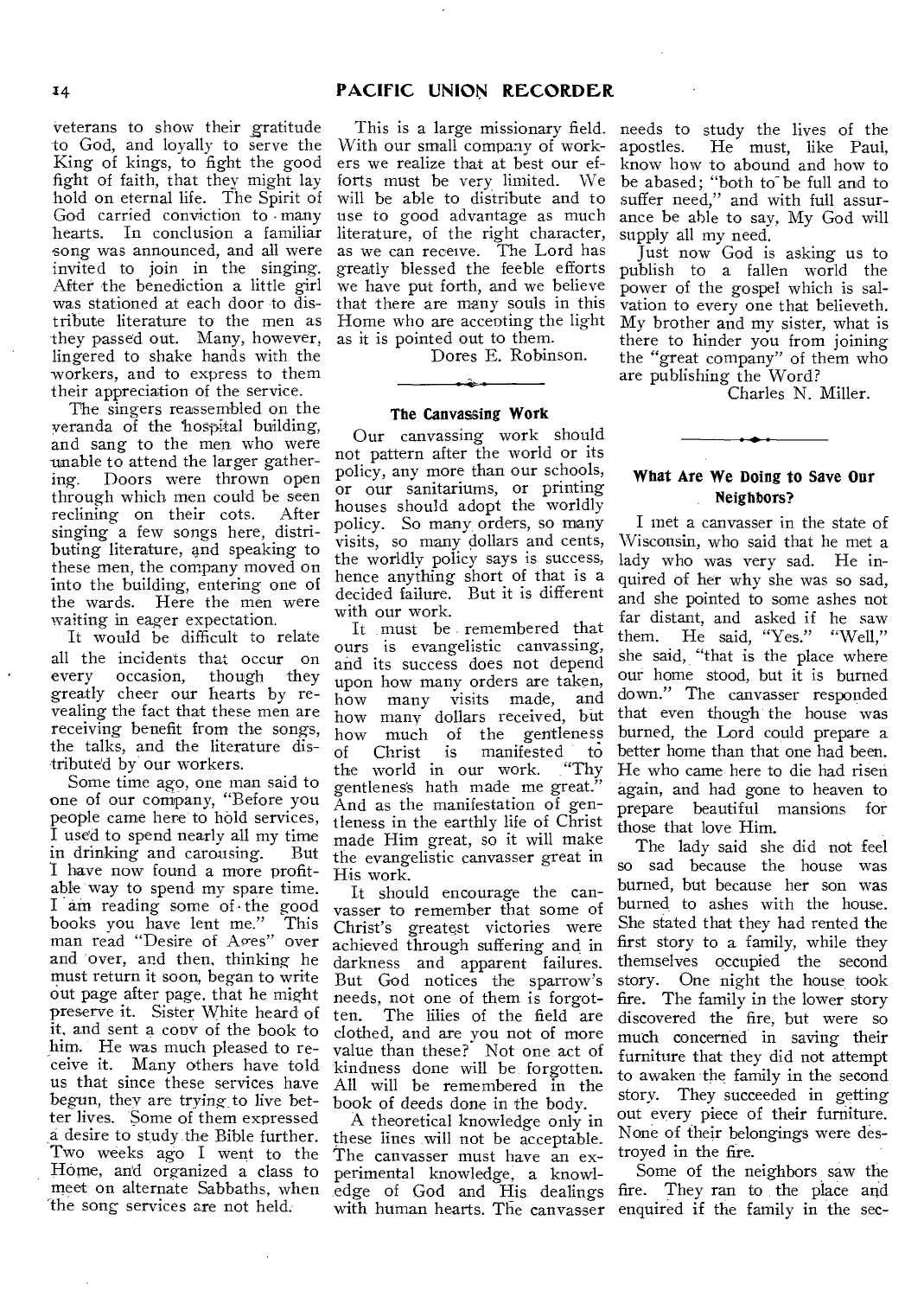veterans to show their gratitude to God, and loyally to serve the King of kings, to fight the good fight of faith, that they might lay hold on eternal life. The Spirit of God carried conviction to many hearts. In conclusion a familiar song was announced, and all were invited to join in the singing. After the benediction a little girl was stationed at each door to distribute literature to the men as they passed out. Many, however, lingered to shake hands with the workers, and to express to them their appreciation of the service.

The singers reassembled on the veranda of the hospital building, and sang to the men who were unable to attend the larger gathering. Doors were thrown open through which men could be seen reclining on their cots. After singing a few songs here, distributing literature, and speaking to these men, the company moved on into the building, entering one of the wards. Here the men were waiting in eager expectation.

It would be difficult to relate all the incidents that occur on every occasion, though they greatly cheer our hearts by revealing the fact that these men are receiving benefit from the songs, the talks, and the literature distributed by our workers.

Some time ago, one man said to one of our company, "Before you people came here to hold services, I used to spend nearly all my time in drinking and carousing. But I have now found a more profitable way to spend my spare time. I am reading some of the good books you have lent me." This man read "Desire of Ages" over and over, and then, thinking he must return it soon, began to write out page after page, that he might preserve it. Sister White heard of it, and sent a copy of the book to him. He was much pleased to receive it. Many others have told us that since these services have begun, they are trying to live better lives. Some of them expressed a desire to study the Bible further. Two weeks ago I went to the Home, and organized a class to meet on alternate Sabbaths, when the song services are not held.

This is a large missionary field. With our small company of workers we realize that at best our efforts must be very limited. We will be able to distribute and to use to good advantage as much literature, of the right character, as we can receive. The Lord has greatly blessed the feeble efforts we have put forth, and we believe that there are many souls in this Home who are accepting the light as it is pointed out to them.

Dores E. Robinson.

---

### The Canvassing Work

Our canvassing work should not pattern after the world or its policy, any more than our schools, or our sanitariums, or printing houses should adopt the worldly policy. So many orders, so many visits, so many dollars and cents, the worldly policy says is success, hence anything short of that is a decided failure. But it is different with our work.

It must be remembered that ours is evangelistic canvassing, and its success does not depend upon how many orders are taken, how many visits made, and how many dollars received, but how much of the gentleness of Christ is manifested to the world in our work. "Thy gentleness hath made me great." And as the manifestation of gentleness in the earthly life of Christ made Him great, so it will make the evangelistic canvasser great in His work.

It should encourage the canvasser to remember that some of Christ's greatest victories were achieved through suffering and in darkness and apparent failures. But God notices the sparrow's needs, not one of them is forgotten. The lilies of the field are clothed, and are you not of more value than these? Not one act of kindness done will be forgotten. All will be remembered in the book of deeds done in the body.

A theoretical knowledge only in these lines will not be acceptable. The canvasser must have an experimental knowledge, a knowledge of God and His dealings with human hearts. The canvasser needs to study the lives of the apostles. He must, like Paul, know how to abound and how to be abased; "both to be full and to suffer need," and with full assurance be able to say, My God will supply all my need.

Just now God is asking us to publish to a fallen world the power of the gospel which is salvation to every one that believeth. My brother and my sister, what is there to hinder you from joining the "great company" of them who are publishing the Word?

Charles N. Miller.

---

### What Are We Doing to Save Our Neighbors?

I met a canvasser in the state of Wisconsin, who said that he met a lady who was very sad. He inquired of her why she was so sad, and she pointed to some ashes not far distant, and asked if he saw them. He said, "Yes." "Well," she said, "that is the place where our home stood, but it is burned down." The canvasser responded that even though the house was burned, the Lord could prepare a better home than that one had been. He who came here to die had risen again, and had gone to heaven to prepare beautiful mansions for those that love Him.

The lady said she did not feel so sad because the house was burned, but because her son was burned to ashes with the house. She stated that they had rented the first story to a family, while they themselves occupied the second story. One night the house took fire. The family in the lower story discovered the fire, but were so much concerned in saving their furniture that they did not attempt to awaken the family in the second story. They succeeded in getting out every piece of their furniture. None of their belongings were destroyed in the fire.

Some of the neighbors saw the fire. They ran to the place and enquired if the family in the sec-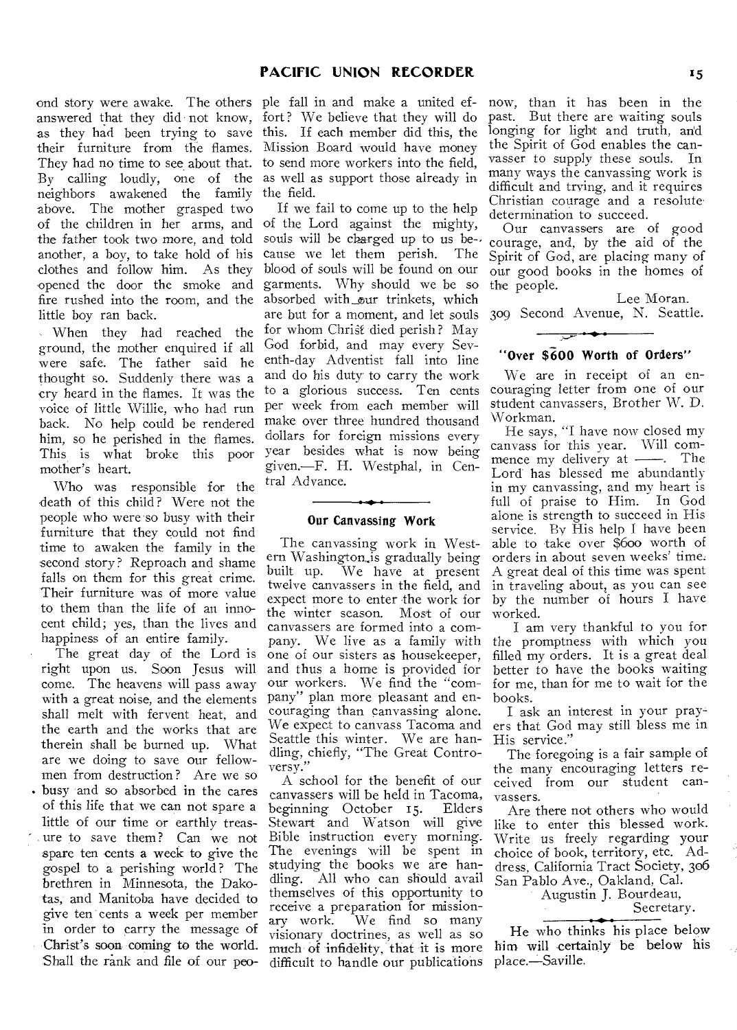ond story were awake. The others answered that they did not know, as they had been trying to save their furniture from the flames. They had no time to see about that. By calling loudly, one of the neighbors awakened the family above. The mother grasped two of the children in her arms, and the father took two more, and told another, a boy, to take hold of his clothes and follow him. As they opened the door the smoke and fire rushed into the room, and the little boy ran back.

When they had reached the ground, the mother enquired if all were safe. The father said he thought so. Suddenly there was a cry heard in the flames. It was the voice of little Willie, who had run back. No help could be rendered him, so he perished in the flames. This is what broke this poor mother's heart.

Who was responsible for the death of this child? Were not the people who were so busy with their furniture that they could not find time to awaken the family in the second story? Reproach and shame falls on them for this great crime. Their furniture was of more value to them than the life of an innocent child; yes, than the lives and happiness of an entire family.

The great day of the Lord is right upon us. Soon Jesus will come. The heavens will pass away with a great noise, and the elements shall melt with fervent heat, and the earth and the works that are therein shall be burned up. What are we doing to save our fellowmen from destruction? Are we so busy and so absorbed in the cares of this life that we can not spare a little of our time or earthly treasure to save them? Can we not spare ten cents a week to give the gospel to a perishing world? The brethren in Minnesota, the Dakotas, and Manitoba have decided to give ten cents a week per member in order to carry the message of Christ's soon coming to the world. Shall the rank and file of our people fall in and make a united effort? We believe that they will do this. If each member did this, the Mission Board would have money to send more workers into the field, as well as support those already in the field.

If we fail to come up to the help of the Lord against the mighty, souls will be charged up to us because we let them perish. The blood of souls will be found on our garments. Why should we be so absorbed with our trinkets, which are but for a moment, and let souls for whom Christ died perish? May God forbid, and may every Seventh-day Adventist fall into line and do his duty to carry the work to a glorious success. Ten cents per week from each member will make over three hundred thousand dollars for foreign missions every year besides what is now being given.—F. H. Westphal, in Central Advance.

## Our Canvassing Work

The canvassing work in Western Washington is gradually being built up. We have at present twelve canvassers in the field, and expect more to enter the work for the winter season. Most of our canvassers are formed into a company. We live as a family with one of our sisters as housekeeper, and thus a home is provided for our workers. We find the "company" plan more pleasant and encouraging than canvassing alone. We expect to canvass Tacoma and Seattle this winter. We are handling, chiefly, "The Great Controversy."

A school for the benefit of our canvassers will be held in Tacoma, beginning October 15. Elders Stewart and Watson will give Bible instruction every morning. The evenings will be spent in studying the books we are handling. All who can should avail themselves of this opportunity to receive a preparation for missionary work. We find so many visionary doctrines, as well as so much of infidelity, that it is more difficult to handle our publications now, than it has been in the past. But there are waiting souls longing for light and truth, and the Spirit of God enables the canvasser to supply these souls. In many ways the canvassing work is difficult and trying, and it requires Christian courage and a resolute determination to succeed.

Our canvassers are of good courage, and, by the aid of the Spirit of God, are placing many of our good books in the homes of the people.

Lee Moran.
309 Second Avenue, N. Seattle.

## "Over $600 Worth of Orders"

We are in receipt of an encouraging letter from one of our student canvassers, Brother W. D. Workman.

He says, "I have now closed my canvass for this year. Will commence my delivery at ——. The Lord has blessed me abundantly in my canvassing, and my heart is full of praise to Him. In God alone is strength to succeed in His service. By His help I have been able to take over $600 worth of orders in about seven weeks' time. A great deal of this time was spent in traveling about, as you can see by the number of hours I have worked.

I am very thankful to you for the promptness with which you filled my orders. It is a great deal better to have the books waiting for me, than for me to wait for the books.

I ask an interest in your prayers that God may still bless me in His service."

The foregoing is a fair sample of the many encouraging letters received from our student canvassers.

Are there not others who would like to enter this blessed work. Write us freely regarding your choice of book, territory, etc. Address, California Tract Society, 306 San Pablo Ave., Oakland, Cal.

Augustin J. Bourdeau,
Secretary.

He who thinks his place below him will certainly be below his place.—Saville.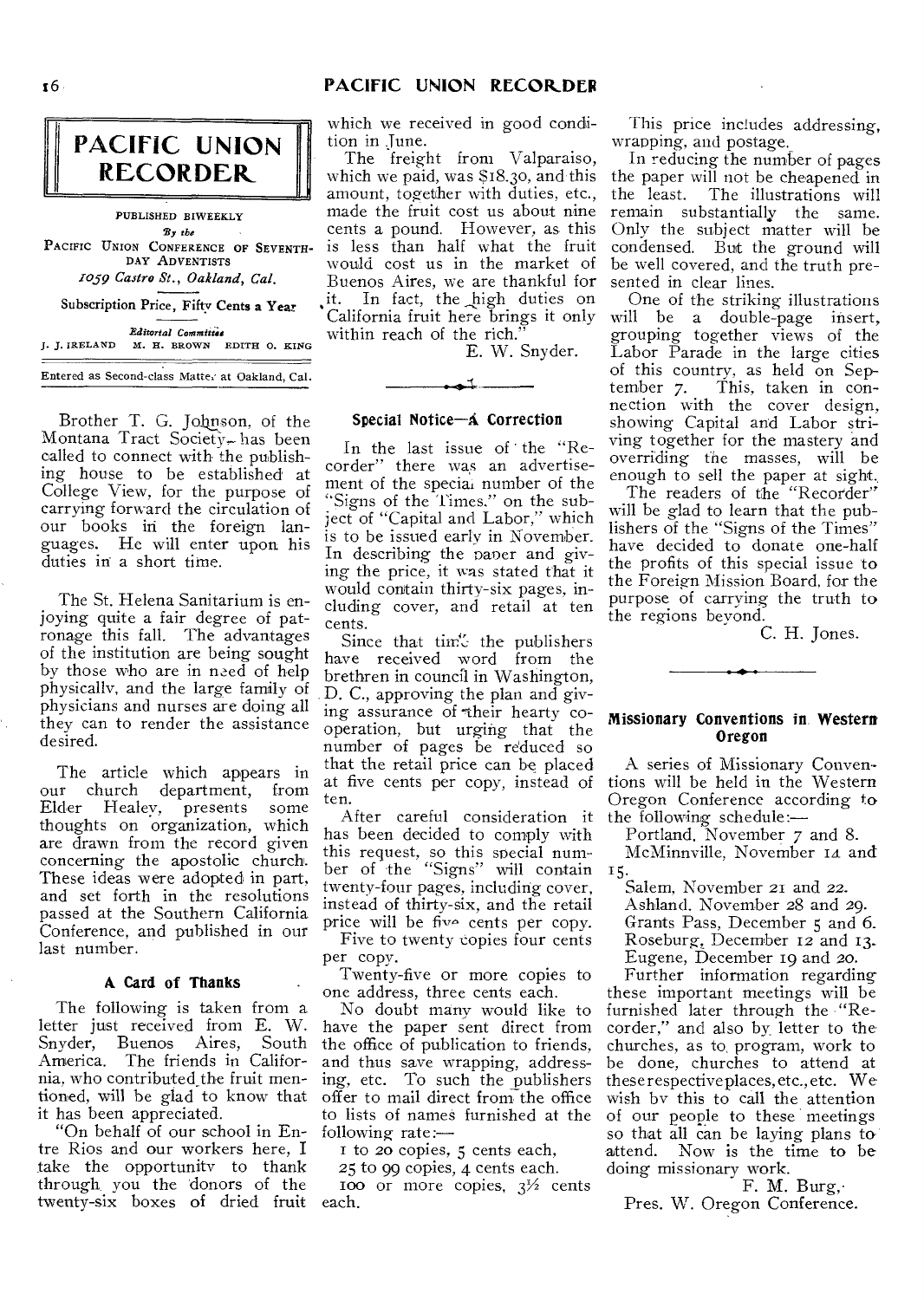# PACIFIC UNION RECORDER

PUBLISHED BIWEEKLY
*By the*
PACIFIC UNION CONFERENCE OF SEVENTH-DAY ADVENTISTS
*1059 Castro St., Oakland, Cal.*

Subscription Price, Fifty Cents a Year

*Editorial Committee*
J. J. IRELAND M. H. BROWN EDITH O. KING

Entered as Second-class Matter at Oakland, Cal.

Brother T. G. Johnson, of the Montana Tract Society, has been called to connect with the publishing house to be established at College View, for the purpose of carrying forward the circulation of our books in the foreign languages. He will enter upon his duties in a short time.

The St. Helena Sanitarium is enjoying quite a fair degree of patronage this fall. The advantages of the institution are being sought by those who are in need of help physically, and the large family of physicians and nurses are doing all they can to render the assistance desired.

The article which appears in our church department, from Elder Healey, presents some thoughts on organization, which are drawn from the record given concerning the apostolic church. These ideas were adopted in part, and set forth in the resolutions passed at the Southern California Conference, and published in our last number.

### A Card of Thanks

The following is taken from a letter just received from E. W. Snyder, Buenos Aires, South America. The friends in California, who contributed the fruit mentioned, will be glad to know that it has been appreciated.

"On behalf of our school in Entre Rios and our workers here, I take the opportunity to thank through you the donors of the twenty-six boxes of dried fruit which we received in good condition in June.

The freight from Valparaiso, which we paid, was $18.30, and this amount, together with duties, etc., made the fruit cost us about nine cents a pound. However, as this is less than half what the fruit would cost us in the market of Buenos Aires, we are thankful for it. In fact, the high duties on California fruit here brings it only within reach of the rich."

E. W. Snyder.

### Special Notice—A Correction

In the last issue of the "Recorder" there was an advertisement of the special number of the "Signs of the Times," on the subject of "Capital and Labor," which is to be issued early in November. In describing the paper and giving the price, it was stated that it would contain thirty-six pages, including cover, and retail at ten cents.

Since that time the publishers have received word from the brethren in council in Washington, D. C., approving the plan and giving assurance of their hearty cooperation, but urging that the number of pages be reduced so that the retail price can be placed at five cents per copy, instead of ten.

After careful consideration it has been decided to comply with this request, so this special number of the "Signs" will contain twenty-four pages, including cover, instead of thirty-six, and the retail price will be five cents per copy.

Five to twenty copies four cents per copy.

Twenty-five or more copies to one address, three cents each.

No doubt many would like to have the paper sent direct from the office of publication to friends, and thus save wrapping, addressing, etc. To such the publishers offer to mail direct from the office to lists of names furnished at the following rate:—

1 to 20 copies, 5 cents each,
25 to 99 copies, 4 cents each.
100 or more copies, 3½ cents each.

This price includes addressing, wrapping, and postage.

In reducing the number of pages the paper will not be cheapened in the least. The illustrations will remain substantially the same. Only the subject matter will be condensed. But the ground will be well covered, and the truth presented in clear lines.

One of the striking illustrations will be a double-page insert, grouping together views of the Labor Parade in the large cities of this country, as held on September 7. This, taken in connection with the cover design, showing Capital and Labor striving together for the mastery and overriding the masses, will be enough to sell the paper at sight.

The readers of the "Recorder" will be glad to learn that the publishers of the "Signs of the Times" have decided to donate one-half the profits of this special issue to the Foreign Mission Board, for the purpose of carrying the truth to the regions beyond.

C. H. Jones.

### Missionary Conventions in Western Oregon

A series of Missionary Conventions will be held in the Western Oregon Conference according to the following schedule:—

Portland, November 7 and 8.
McMinnville, November 14 and 15.
Salem, November 21 and 22.
Ashland, November 28 and 29.
Grants Pass, December 5 and 6.
Roseburg, December 12 and 13.
Eugene, December 19 and 20.

Further information regarding these important meetings will be furnished later through the "Recorder," and also by letter to the churches, as to program, work to be done, churches to attend at these respective places, etc., etc. We wish by this to call the attention of our people to these meetings so that all can be laying plans to attend. Now is the time to be doing missionary work.

F. M. Burg,
Pres. W. Oregon Conference.